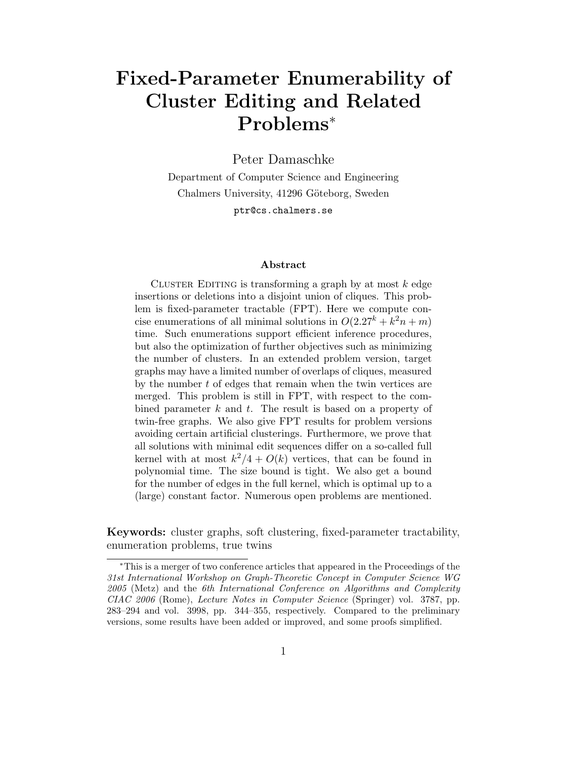# Fixed-Parameter Enumerability of Cluster Editing and Related Problems*

Peter Damaschke

Department of Computer Science and Engineering
Chalmers University, 41296 Göteborg, Sweden
ptr@cs.chalmers.se

### Abstract

Cluster Editing is transforming a graph by at most $k$ edge insertions or deletions into a disjoint union of cliques. This problem is fixed-parameter tractable (FPT). Here we compute concise enumerations of all minimal solutions in $O(2.27^k + k^2n + m)$ time. Such enumerations support efficient inference procedures, but also the optimization of further objectives such as minimizing the number of clusters. In an extended problem version, target graphs may have a limited number of overlaps of cliques, measured by the number $t$ of edges that remain when the twin vertices are merged. This problem is still in FPT, with respect to the combined parameter $k$ and $t$. The result is based on a property of twin-free graphs. We also give FPT results for problem versions avoiding certain artificial clusterings. Furthermore, we prove that all solutions with minimal edit sequences differ on a so-called full kernel with at most $k^2/4 + O(k)$ vertices, that can be found in polynomial time. The size bound is tight. We also get a bound for the number of edges in the full kernel, which is optimal up to a (large) constant factor. Numerous open problems are mentioned.

**Keywords:** cluster graphs, soft clustering, fixed-parameter tractability, enumeration problems, true twins

---

*This is a merger of two conference articles that appeared in the Proceedings of the *31st International Workshop on Graph-Theoretic Concept in Computer Science WG 2005* (Metz) and the *6th International Conference on Algorithms and Complexity CIAC 2006* (Rome), *Lecture Notes in Computer Science* (Springer) vol. 3787, pp. 283–294 and vol. 3998, pp. 344–355, respectively. Compared to the preliminary versions, some results have been added or improved, and some proofs simplified.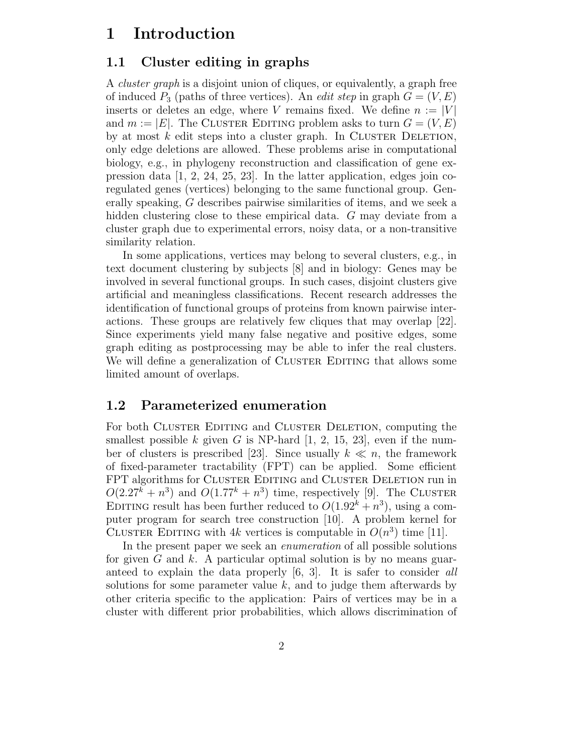# 1 Introduction

## 1.1 Cluster editing in graphs

A *cluster graph* is a disjoint union of cliques, or equivalently, a graph free of induced $P_3$ (paths of three vertices). An *edit step* in graph $G = (V, E)$ inserts or deletes an edge, where $V$ remains fixed. We define $n := |V|$ and $m := |E|$. The Cluster Editing problem asks to turn $G = (V, E)$ by at most $k$ edit steps into a cluster graph. In Cluster Deletion, only edge deletions are allowed. These problems arise in computational biology, e.g., in phylogeny reconstruction and classification of gene expression data [1, 2, 24, 25, 23]. In the latter application, edges join coregulated genes (vertices) belonging to the same functional group. Generally speaking, $G$ describes pairwise similarities of items, and we seek a hidden clustering close to these empirical data. $G$ may deviate from a cluster graph due to experimental errors, noisy data, or a non-transitive similarity relation.

In some applications, vertices may belong to several clusters, e.g., in text document clustering by subjects [8] and in biology: Genes may be involved in several functional groups. In such cases, disjoint clusters give artificial and meaningless classifications. Recent research addresses the identification of functional groups of proteins from known pairwise interactions. These groups are relatively few cliques that may overlap [22]. Since experiments yield many false negative and positive edges, some graph editing as postprocessing may be able to infer the real clusters. We will define a generalization of Cluster Editing that allows some limited amount of overlaps.

## 1.2 Parameterized enumeration

For both Cluster Editing and Cluster Deletion, computing the smallest possible $k$ given $G$ is NP-hard [1, 2, 15, 23], even if the number of clusters is prescribed [23]. Since usually $k \ll n$, the framework of fixed-parameter tractability (FPT) can be applied. Some efficient FPT algorithms for Cluster Editing and Cluster Deletion run in $O(2.27^k + n^3)$ and $O(1.77^k + n^3)$ time, respectively [9]. The Cluster Editing result has been further reduced to $O(1.92^k + n^3)$, using a computer program for search tree construction [10]. A problem kernel for Cluster Editing with $4k$ vertices is computable in $O(n^3)$ time [11].

In the present paper we seek an *enumeration* of all possible solutions for given $G$ and $k$. A particular optimal solution is by no means guaranteed to explain the data properly [6, 3]. It is safer to consider *all* solutions for some parameter value $k$, and to judge them afterwards by other criteria specific to the application: Pairs of vertices may be in a cluster with different prior probabilities, which allows discrimination of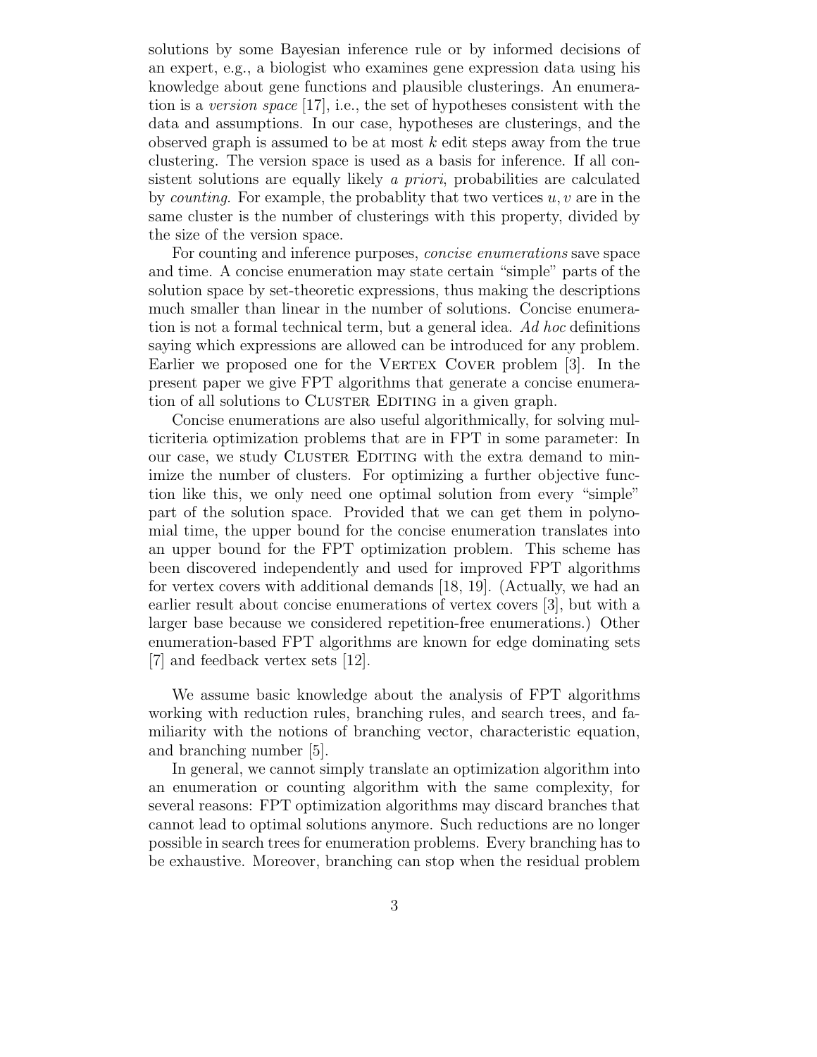solutions by some Bayesian inference rule or by informed decisions of an expert, e.g., a biologist who examines gene expression data using his knowledge about gene functions and plausible clusterings. An enumeration is a *version space* [17], i.e., the set of hypotheses consistent with the data and assumptions. In our case, hypotheses are clusterings, and the observed graph is assumed to be at most $k$ edit steps away from the true clustering. The version space is used as a basis for inference. If all consistent solutions are equally likely *a priori*, probabilities are calculated by *counting*. For example, the probablity that two vertices $u, v$ are in the same cluster is the number of clusterings with this property, divided by the size of the version space.

For counting and inference purposes, *concise enumerations* save space and time. A concise enumeration may state certain "simple" parts of the solution space by set-theoretic expressions, thus making the descriptions much smaller than linear in the number of solutions. Concise enumeration is not a formal technical term, but a general idea. *Ad hoc* definitions saying which expressions are allowed can be introduced for any problem. Earlier we proposed one for the Vertex Cover problem [3]. In the present paper we give FPT algorithms that generate a concise enumeration of all solutions to Cluster Editing in a given graph.

Concise enumerations are also useful algorithmically, for solving multicriteria optimization problems that are in FPT in some parameter: In our case, we study Cluster Editing with the extra demand to minimize the number of clusters. For optimizing a further objective function like this, we only need one optimal solution from every "simple" part of the solution space. Provided that we can get them in polynomial time, the upper bound for the concise enumeration translates into an upper bound for the FPT optimization problem. This scheme has been discovered independently and used for improved FPT algorithms for vertex covers with additional demands [18, 19]. (Actually, we had an earlier result about concise enumerations of vertex covers [3], but with a larger base because we considered repetition-free enumerations.) Other enumeration-based FPT algorithms are known for edge dominating sets [7] and feedback vertex sets [12].

We assume basic knowledge about the analysis of FPT algorithms working with reduction rules, branching rules, and search trees, and familiarity with the notions of branching vector, characteristic equation, and branching number [5].

In general, we cannot simply translate an optimization algorithm into an enumeration or counting algorithm with the same complexity, for several reasons: FPT optimization algorithms may discard branches that cannot lead to optimal solutions anymore. Such reductions are no longer possible in search trees for enumeration problems. Every branching has to be exhaustive. Moreover, branching can stop when the residual problem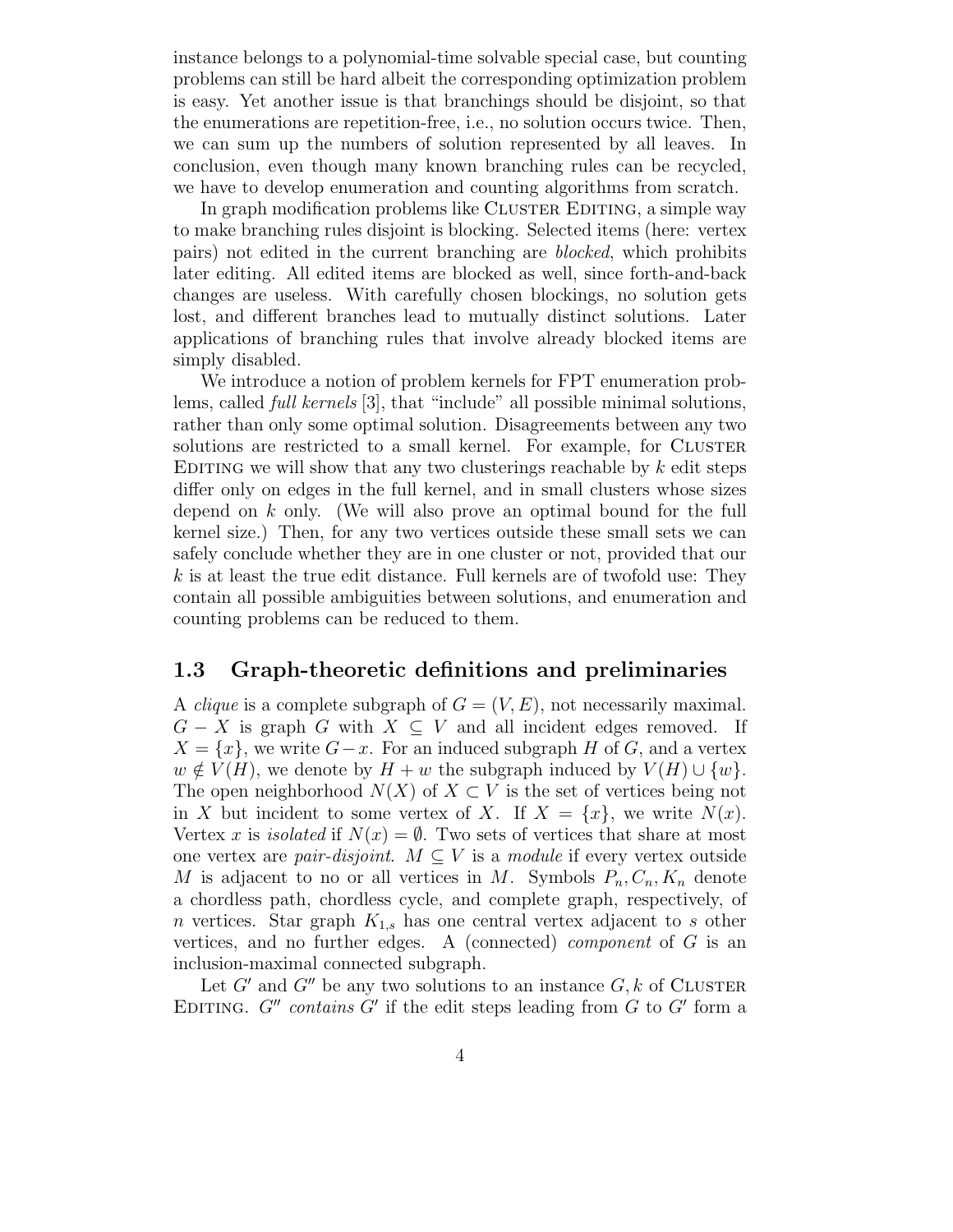instance belongs to a polynomial-time solvable special case, but counting problems can still be hard albeit the corresponding optimization problem is easy. Yet another issue is that branchings should be disjoint, so that the enumerations are repetition-free, i.e., no solution occurs twice. Then, we can sum up the numbers of solution represented by all leaves. In conclusion, even though many known branching rules can be recycled, we have to develop enumeration and counting algorithms from scratch.

In graph modification problems like Cluster Editing, a simple way to make branching rules disjoint is blocking. Selected items (here: vertex pairs) not edited in the current branching are *blocked*, which prohibits later editing. All edited items are blocked as well, since forth-and-back changes are useless. With carefully chosen blockings, no solution gets lost, and different branches lead to mutually distinct solutions. Later applications of branching rules that involve already blocked items are simply disabled.

We introduce a notion of problem kernels for FPT enumeration problems, called *full kernels* [3], that "include" all possible minimal solutions, rather than only some optimal solution. Disagreements between any two solutions are restricted to a small kernel. For example, for Cluster Editing we will show that any two clusterings reachable by $k$ edit steps differ only on edges in the full kernel, and in small clusters whose sizes depend on $k$ only. (We will also prove an optimal bound for the full kernel size.) Then, for any two vertices outside these small sets we can safely conclude whether they are in one cluster or not, provided that our $k$ is at least the true edit distance. Full kernels are of twofold use: They contain all possible ambiguities between solutions, and enumeration and counting problems can be reduced to them.

## 1.3 Graph-theoretic definitions and preliminaries

A *clique* is a complete subgraph of $G = (V, E)$, not necessarily maximal. $G - X$ is graph $G$ with $X \subseteq V$ and all incident edges removed. If $X = \{x\}$, we write $G - x$. For an induced subgraph $H$ of $G$, and a vertex $w \notin V(H)$, we denote by $H + w$ the subgraph induced by $V(H) \cup \{w\}$. The open neighborhood $N(X)$ of $X \subset V$ is the set of vertices being not in $X$ but incident to some vertex of $X$. If $X = \{x\}$, we write $N(x)$. Vertex $x$ is *isolated* if $N(x) = \emptyset$. Two sets of vertices that share at most one vertex are *pair-disjoint*. $M \subseteq V$ is a *module* if every vertex outside $M$ is adjacent to no or all vertices in $M$. Symbols $P_n, C_n, K_n$ denote a chordless path, chordless cycle, and complete graph, respectively, of $n$ vertices. Star graph $K_{1,s}$ has one central vertex adjacent to $s$ other vertices, and no further edges. A (connected) *component* of $G$ is an inclusion-maximal connected subgraph.

Let $G'$ and $G''$ be any two solutions to an instance $G, k$ of Cluster Editing. $G''$ *contains* $G'$ if the edit steps leading from $G$ to $G'$ form a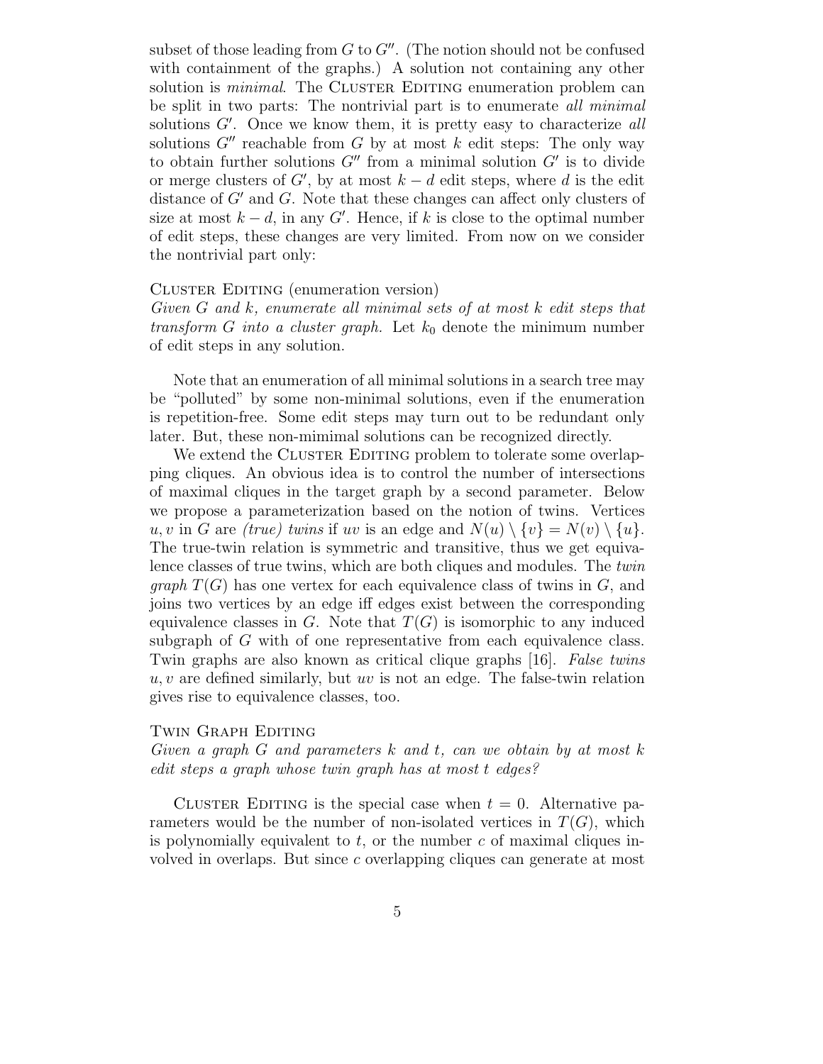subset of those leading from $G$ to $G''$. (The notion should not be confused with containment of the graphs.) A solution not containing any other solution is *minimal*. The Cluster Editing enumeration problem can be split in two parts: The nontrivial part is to enumerate *all minimal* solutions $G'$. Once we know them, it is pretty easy to characterize *all* solutions $G''$ reachable from $G$ by at most $k$ edit steps: The only way to obtain further solutions $G''$ from a minimal solution $G'$ is to divide or merge clusters of $G'$, by at most $k-d$ edit steps, where $d$ is the edit distance of $G'$ and $G$. Note that these changes can affect only clusters of size at most $k-d$, in any $G'$. Hence, if $k$ is close to the optimal number of edit steps, these changes are very limited. From now on we consider the nontrivial part only:

Cluster Editing (enumeration version)
*Given $G$ and $k$, enumerate all minimal sets of at most $k$ edit steps that transform $G$ into a cluster graph.* Let $k_0$ denote the minimum number of edit steps in any solution.

Note that an enumeration of all minimal solutions in a search tree may be "polluted" by some non-minimal solutions, even if the enumeration is repetition-free. Some edit steps may turn out to be redundant only later. But, these non-mimimal solutions can be recognized directly.

We extend the Cluster Editing problem to tolerate some overlapping cliques. An obvious idea is to control the number of intersections of maximal cliques in the target graph by a second parameter. Below we propose a parameterization based on the notion of twins. Vertices $u, v$ in $G$ are *(true) twins* if $uv$ is an edge and $N(u) \setminus \{v\} = N(v) \setminus \{u\}$. The true-twin relation is symmetric and transitive, thus we get equivalence classes of true twins, which are both cliques and modules. The *twin graph* $T(G)$ has one vertex for each equivalence class of twins in $G$, and joins two vertices by an edge iff edges exist between the corresponding equivalence classes in $G$. Note that $T(G)$ is isomorphic to any induced subgraph of $G$ with of one representative from each equivalence class. Twin graphs are also known as critical clique graphs [16]. *False twins* $u, v$ are defined similarly, but $uv$ is not an edge. The false-twin relation gives rise to equivalence classes, too.

Twin Graph Editing
*Given a graph $G$ and parameters $k$ and $t$, can we obtain by at most $k$ edit steps a graph whose twin graph has at most $t$ edges?*

Cluster Editing is the special case when $t = 0$. Alternative parameters would be the number of non-isolated vertices in $T(G)$, which is polynomially equivalent to $t$, or the number $c$ of maximal cliques involved in overlaps. But since $c$ overlapping cliques can generate at most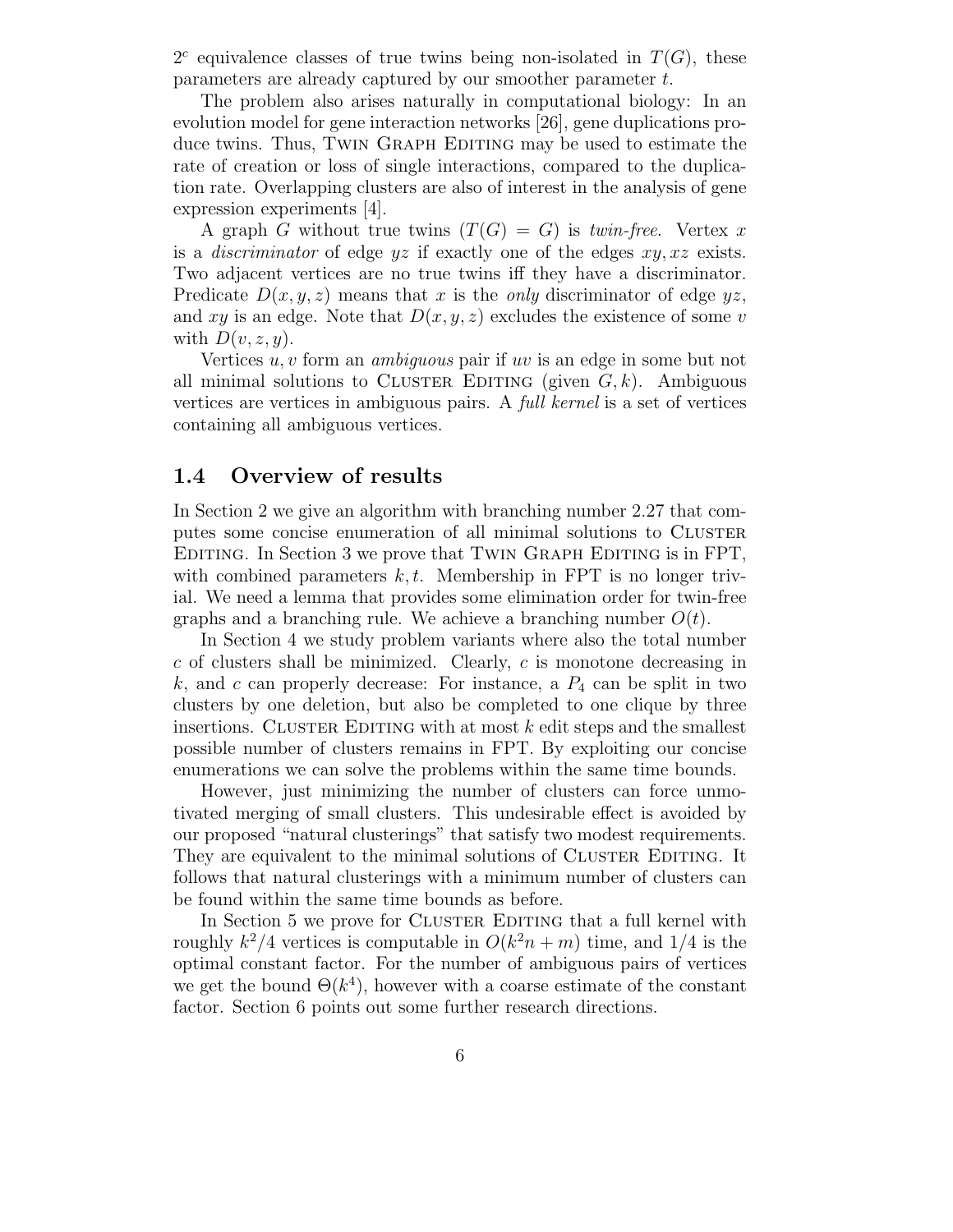$2^c$ equivalence classes of true twins being non-isolated in $T(G)$, these parameters are already captured by our smoother parameter $t$.

The problem also arises naturally in computational biology: In an evolution model for gene interaction networks [26], gene duplications produce twins. Thus, Twin Graph Editing may be used to estimate the rate of creation or loss of single interactions, compared to the duplication rate. Overlapping clusters are also of interest in the analysis of gene expression experiments [4].

A graph $G$ without true twins ($T(G) = G$) is *twin-free*. Vertex $x$ is a *discriminator* of edge $yz$ if exactly one of the edges $xy, xz$ exists. Two adjacent vertices are no true twins iff they have a discriminator. Predicate $D(x, y, z)$ means that $x$ is the *only* discriminator of edge $yz$, and $xy$ is an edge. Note that $D(x, y, z)$ excludes the existence of some $v$ with $D(v, z, y)$.

Vertices $u, v$ form an *ambiguous* pair if $uv$ is an edge in some but not all minimal solutions to Cluster Editing (given $G, k$). Ambiguous vertices are vertices in ambiguous pairs. A *full kernel* is a set of vertices containing all ambiguous vertices.

## 1.4 Overview of results

In Section 2 we give an algorithm with branching number 2.27 that computes some concise enumeration of all minimal solutions to Cluster Editing. In Section 3 we prove that Twin Graph Editing is in FPT, with combined parameters $k, t$. Membership in FPT is no longer trivial. We need a lemma that provides some elimination order for twin-free graphs and a branching rule. We achieve a branching number $O(t)$.

In Section 4 we study problem variants where also the total number $c$ of clusters shall be minimized. Clearly, $c$ is monotone decreasing in $k$, and $c$ can properly decrease: For instance, a $P_4$ can be split in two clusters by one deletion, but also be completed to one clique by three insertions. Cluster Editing with at most $k$ edit steps and the smallest possible number of clusters remains in FPT. By exploiting our concise enumerations we can solve the problems within the same time bounds.

However, just minimizing the number of clusters can force unmotivated merging of small clusters. This undesirable effect is avoided by our proposed "natural clusterings" that satisfy two modest requirements. They are equivalent to the minimal solutions of Cluster Editing. It follows that natural clusterings with a minimum number of clusters can be found within the same time bounds as before.

In Section 5 we prove for Cluster Editing that a full kernel with roughly $k^2/4$ vertices is computable in $O(k^2 n + m)$ time, and $1/4$ is the optimal constant factor. For the number of ambiguous pairs of vertices we get the bound $\Theta(k^4)$, however with a coarse estimate of the constant factor. Section 6 points out some further research directions.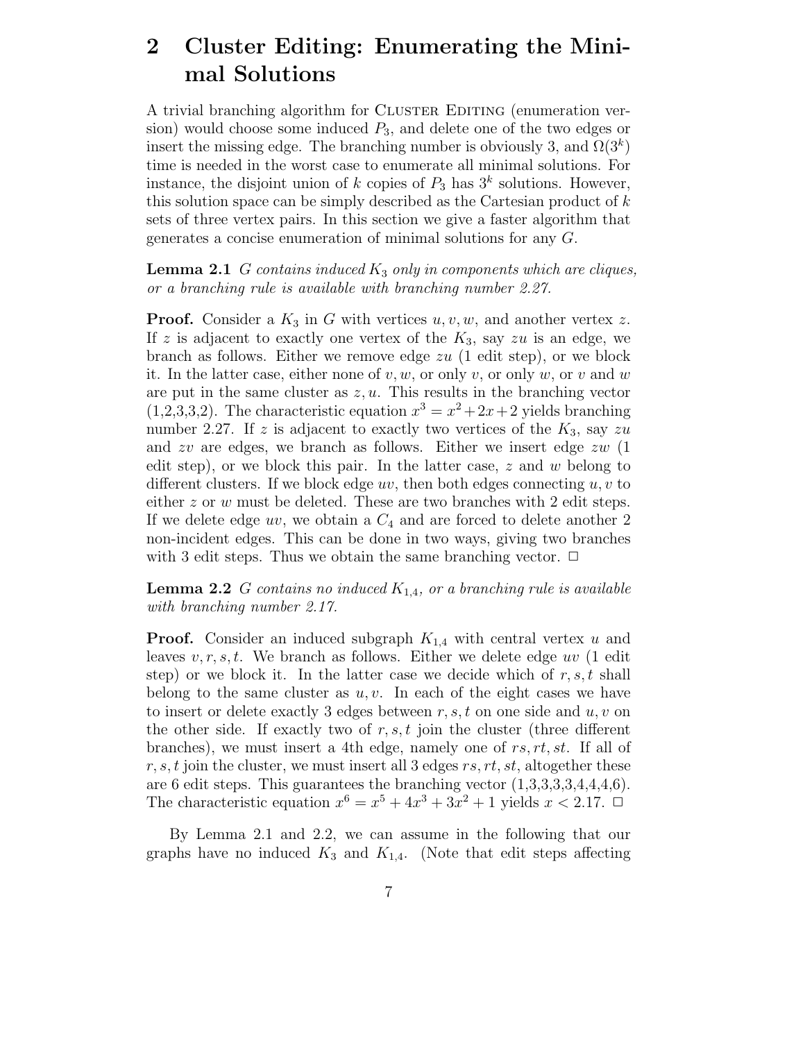## 2 Cluster Editing: Enumerating the Minimal Solutions

A trivial branching algorithm for Cluster Editing (enumeration version) would choose some induced $P_3$, and delete one of the two edges or insert the missing edge. The branching number is obviously 3, and $\Omega(3^k)$ time is needed in the worst case to enumerate all minimal solutions. For instance, the disjoint union of $k$ copies of $P_3$ has $3^k$ solutions. However, this solution space can be simply described as the Cartesian product of $k$ sets of three vertex pairs. In this section we give a faster algorithm that generates a concise enumeration of minimal solutions for any $G$.

**Lemma 2.1** *$G$ contains induced $K_3$ only in components which are cliques, or a branching rule is available with branching number 2.27.*

**Proof.** Consider a $K_3$ in $G$ with vertices $u, v, w$, and another vertex $z$. If $z$ is adjacent to exactly one vertex of the $K_3$, say $zu$ is an edge, we branch as follows. Either we remove edge $zu$ (1 edit step), or we block it. In the latter case, either none of $v, w$, or only $v$, or only $w$, or $v$ and $w$ are put in the same cluster as $z, u$. This results in the branching vector (1,2,3,3,2). The characteristic equation $x^3 = x^2 + 2x + 2$ yields branching number 2.27. If $z$ is adjacent to exactly two vertices of the $K_3$, say $zu$ and $zv$ are edges, we branch as follows. Either we insert edge $zw$ (1 edit step), or we block this pair. In the latter case, $z$ and $w$ belong to different clusters. If we block edge $uv$, then both edges connecting $u, v$ to either $z$ or $w$ must be deleted. These are two branches with 2 edit steps. If we delete edge $uv$, we obtain a $C_4$ and are forced to delete another 2 non-incident edges. This can be done in two ways, giving two branches with 3 edit steps. Thus we obtain the same branching vector. □

**Lemma 2.2** *$G$ contains no induced $K_{1,4}$, or a branching rule is available with branching number 2.17.*

**Proof.** Consider an induced subgraph $K_{1,4}$ with central vertex $u$ and leaves $v, r, s, t$. We branch as follows. Either we delete edge $uv$ (1 edit step) or we block it. In the latter case we decide which of $r, s, t$ shall belong to the same cluster as $u, v$. In each of the eight cases we have to insert or delete exactly 3 edges between $r, s, t$ on one side and $u, v$ on the other side. If exactly two of $r, s, t$ join the cluster (three different branches), we must insert a 4th edge, namely one of $rs, rt, st$. If all of $r, s, t$ join the cluster, we must insert all 3 edges $rs, rt, st$, altogether these are 6 edit steps. This guarantees the branching vector (1,3,3,3,3,4,4,4,6). The characteristic equation $x^6 = x^5 + 4x^3 + 3x^2 + 1$ yields $x < 2.17$. □

By Lemma 2.1 and 2.2, we can assume in the following that our graphs have no induced $K_3$ and $K_{1,4}$. (Note that edit steps affecting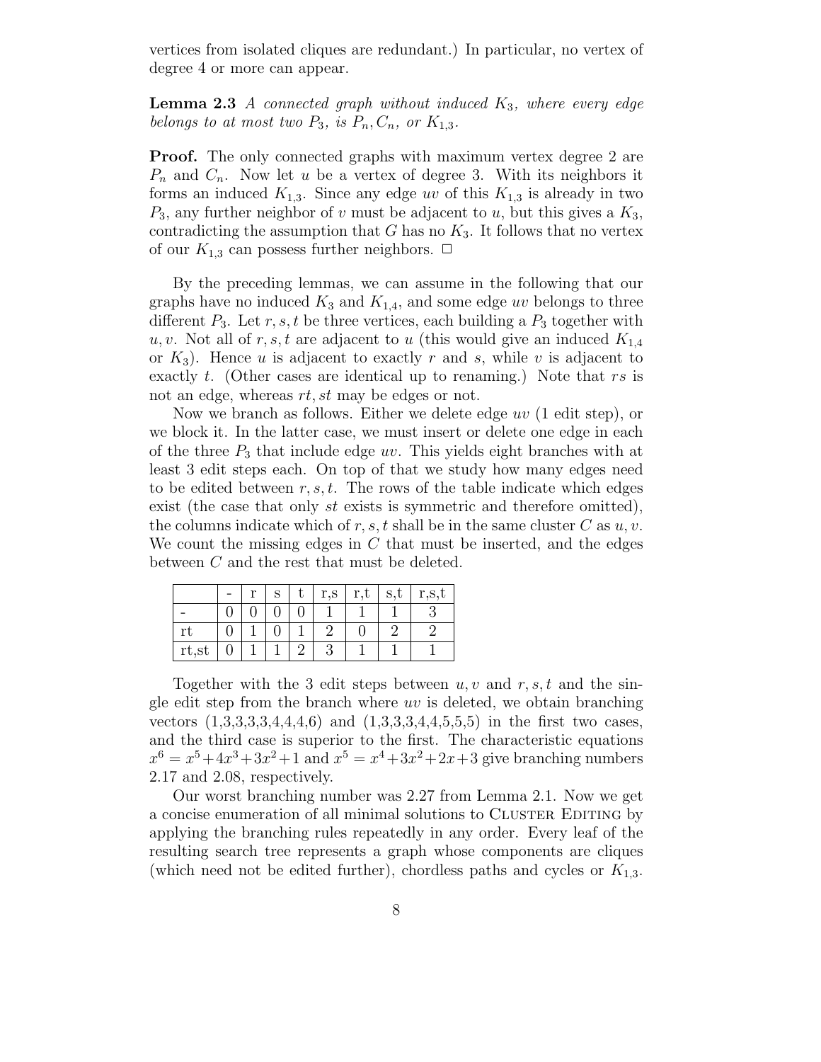vertices from isolated cliques are redundant.) In particular, no vertex of degree 4 or more can appear.

**Lemma 2.3** *A connected graph without induced $K_3$, where every edge belongs to at most two $P_3$, is $P_n, C_n$, or $K_{1,3}$.*

**Proof.** The only connected graphs with maximum vertex degree 2 are $P_n$ and $C_n$. Now let $u$ be a vertex of degree 3. With its neighbors it forms an induced $K_{1,3}$. Since any edge $uv$ of this $K_{1,3}$ is already in two $P_3$, any further neighbor of $v$ must be adjacent to $u$, but this gives a $K_3$, contradicting the assumption that $G$ has no $K_3$. It follows that no vertex of our $K_{1,3}$ can possess further neighbors. □

By the preceding lemmas, we can assume in the following that our graphs have no induced $K_3$ and $K_{1,4}$, and some edge $uv$ belongs to three different $P_3$. Let $r, s, t$ be three vertices, each building a $P_3$ together with $u, v$. Not all of $r, s, t$ are adjacent to $u$ (this would give an induced $K_{1,4}$ or $K_3$). Hence $u$ is adjacent to exactly $r$ and $s$, while $v$ is adjacent to exactly $t$. (Other cases are identical up to renaming.) Note that $rs$ is not an edge, whereas $rt, st$ may be edges or not.

Now we branch as follows. Either we delete edge $uv$ (1 edit step), or we block it. In the latter case, we must insert or delete one edge in each of the three $P_3$ that include edge $uv$. This yields eight branches with at least 3 edit steps each. On top of that we study how many edges need to be edited between $r, s, t$. The rows of the table indicate which edges exist (the case that only $st$ exists is symmetric and therefore omitted), the columns indicate which of $r, s, t$ shall be in the same cluster $C$ as $u, v$. We count the missing edges in $C$ that must be inserted, and the edges between $C$ and the rest that must be deleted.

|  | - | r | s | t | r,s | r,t | s,t | r,s,t |
|---|---|---|---|---|---|---|---|---|
| - | 0 | 0 | 0 | 0 | 1 | 1 | 1 | 3 |
| rt | 0 | 1 | 0 | 1 | 2 | 0 | 2 | 2 |
| rt,st | 0 | 1 | 1 | 2 | 3 | 1 | 1 | 1 |

Together with the 3 edit steps between $u, v$ and $r, s, t$ and the single edit step from the branch where $uv$ is deleted, we obtain branching vectors (1,3,3,3,3,4,4,4,6) and (1,3,3,3,4,4,5,5,5) in the first two cases, and the third case is superior to the first. The characteristic equations $x^6 = x^5 + 4x^3 + 3x^2 + 1$ and $x^5 = x^4 + 3x^2 + 2x + 3$ give branching numbers 2.17 and 2.08, respectively.

Our worst branching number was 2.27 from Lemma 2.1. Now we get a concise enumeration of all minimal solutions to Cluster Editing by applying the branching rules repeatedly in any order. Every leaf of the resulting search tree represents a graph whose components are cliques (which need not be edited further), chordless paths and cycles or $K_{1,3}$.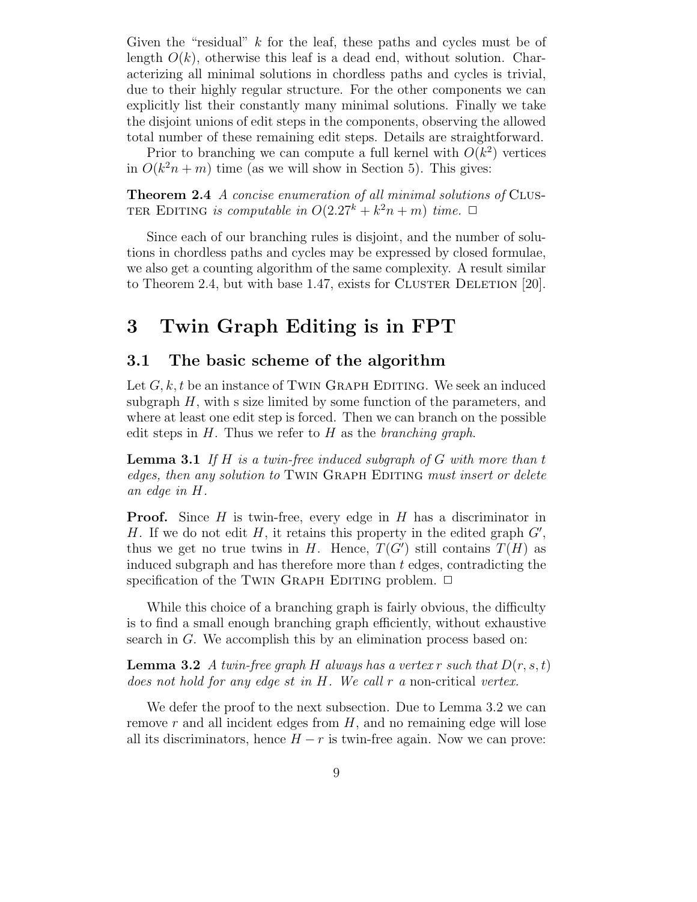Given the "residual" $k$ for the leaf, these paths and cycles must be of length $O(k)$, otherwise this leaf is a dead end, without solution. Characterizing all minimal solutions in chordless paths and cycles is trivial, due to their highly regular structure. For the other components we can explicitly list their constantly many minimal solutions. Finally we take the disjoint unions of edit steps in the components, observing the allowed total number of these remaining edit steps. Details are straightforward.

Prior to branching we can compute a full kernel with $O(k^2)$ vertices in $O(k^2 n + m)$ time (as we will show in Section 5). This gives:

**Theorem 2.4** *A concise enumeration of all minimal solutions of* Cluster Editing *is computable in $O(2.27^k + k^2 n + m)$ time.* $\Box$

Since each of our branching rules is disjoint, and the number of solutions in chordless paths and cycles may be expressed by closed formulae, we also get a counting algorithm of the same complexity. A result similar to Theorem 2.4, but with base 1.47, exists for Cluster Deletion [20].

# 3 Twin Graph Editing is in FPT

## 3.1 The basic scheme of the algorithm

Let $G, k, t$ be an instance of Twin Graph Editing. We seek an induced subgraph $H$, with s size limited by some function of the parameters, and where at least one edit step is forced. Then we can branch on the possible edit steps in $H$. Thus we refer to $H$ as the *branching graph*.

**Lemma 3.1** *If $H$ is a twin-free induced subgraph of $G$ with more than $t$ edges, then any solution to* Twin Graph Editing *must insert or delete an edge in $H$.*

**Proof.** Since $H$ is twin-free, every edge in $H$ has a discriminator in $H$. If we do not edit $H$, it retains this property in the edited graph $G'$, thus we get no true twins in $H$. Hence, $T(G')$ still contains $T(H)$ as induced subgraph and has therefore more than $t$ edges, contradicting the specification of the Twin Graph Editing problem. $\Box$

While this choice of a branching graph is fairly obvious, the difficulty is to find a small enough branching graph efficiently, without exhaustive search in $G$. We accomplish this by an elimination process based on:

**Lemma 3.2** *A twin-free graph $H$ always has a vertex $r$ such that $D(r, s, t)$ does not hold for any edge $st$ in $H$. We call $r$ a* non-critical *vertex.*

We defer the proof to the next subsection. Due to Lemma 3.2 we can remove $r$ and all incident edges from $H$, and no remaining edge will lose all its discriminators, hence $H - r$ is twin-free again. Now we can prove: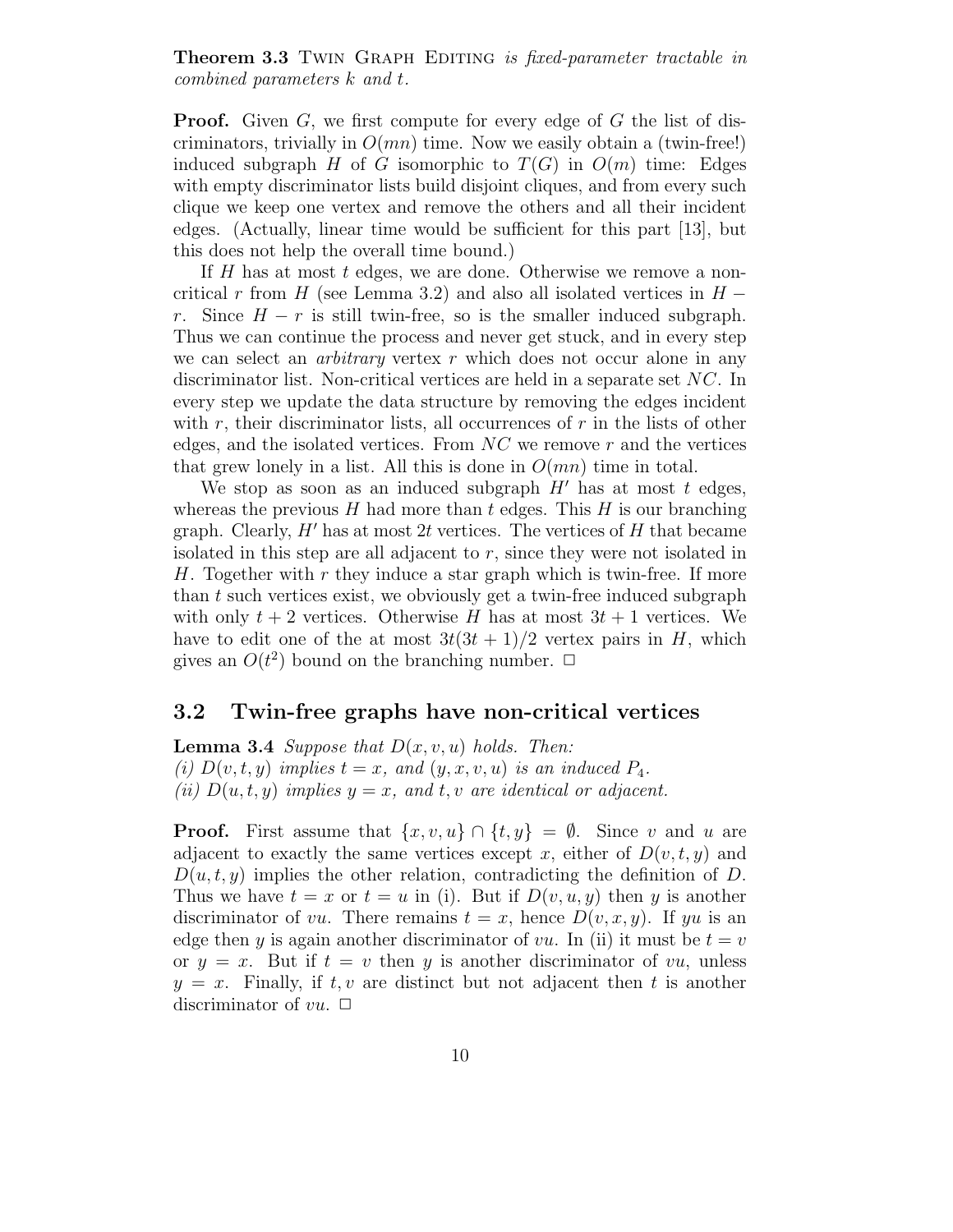**Theorem 3.3** Twin Graph Editing *is fixed-parameter tractable in combined parameters $k$ and $t$.*

**Proof.** Given $G$, we first compute for every edge of $G$ the list of discriminators, trivially in $O(mn)$ time. Now we easily obtain a (twin-free!) induced subgraph $H$ of $G$ isomorphic to $T(G)$ in $O(m)$ time: Edges with empty discriminator lists build disjoint cliques, and from every such clique we keep one vertex and remove the others and all their incident edges. (Actually, linear time would be sufficient for this part [13], but this does not help the overall time bound.)

If $H$ has at most $t$ edges, we are done. Otherwise we remove a non-critical $r$ from $H$ (see Lemma 3.2) and also all isolated vertices in $H - r$. Since $H - r$ is still twin-free, so is the smaller induced subgraph. Thus we can continue the process and never get stuck, and in every step we can select an *arbitrary* vertex $r$ which does not occur alone in any discriminator list. Non-critical vertices are held in a separate set $NC$. In every step we update the data structure by removing the edges incident with $r$, their discriminator lists, all occurrences of $r$ in the lists of other edges, and the isolated vertices. From $NC$ we remove $r$ and the vertices that grew lonely in a list. All this is done in $O(mn)$ time in total.

We stop as soon as an induced subgraph $H'$ has at most $t$ edges, whereas the previous $H$ had more than $t$ edges. This $H$ is our branching graph. Clearly, $H'$ has at most $2t$ vertices. The vertices of $H$ that became isolated in this step are all adjacent to $r$, since they were not isolated in $H$. Together with $r$ they induce a star graph which is twin-free. If more than $t$ such vertices exist, we obviously get a twin-free induced subgraph with only $t + 2$ vertices. Otherwise $H$ has at most $3t + 1$ vertices. We have to edit one of the at most $3t(3t + 1)/2$ vertex pairs in $H$, which gives an $O(t^2)$ bound on the branching number. $\Box$

## 3.2 Twin-free graphs have non-critical vertices

**Lemma 3.4** *Suppose that $D(x, v, u)$ holds. Then:*
*(i) $D(v, t, y)$ implies $t = x$, and $(y, x, v, u)$ is an induced $P_4$.*
*(ii) $D(u, t, y)$ implies $y = x$, and $t, v$ are identical or adjacent.*

**Proof.** First assume that $\{x, v, u\} \cap \{t, y\} = \emptyset$. Since $v$ and $u$ are adjacent to exactly the same vertices except $x$, either of $D(v, t, y)$ and $D(u, t, y)$ implies the other relation, contradicting the definition of $D$. Thus we have $t = x$ or $t = u$ in (i). But if $D(v, u, y)$ then $y$ is another discriminator of $vu$. There remains $t = x$, hence $D(v, x, y)$. If $yu$ is an edge then $y$ is again another discriminator of $vu$. In (ii) it must be $t = v$ or $y = x$. But if $t = v$ then $y$ is another discriminator of $vu$, unless $y = x$. Finally, if $t, v$ are distinct but not adjacent then $t$ is another discriminator of $vu$. $\Box$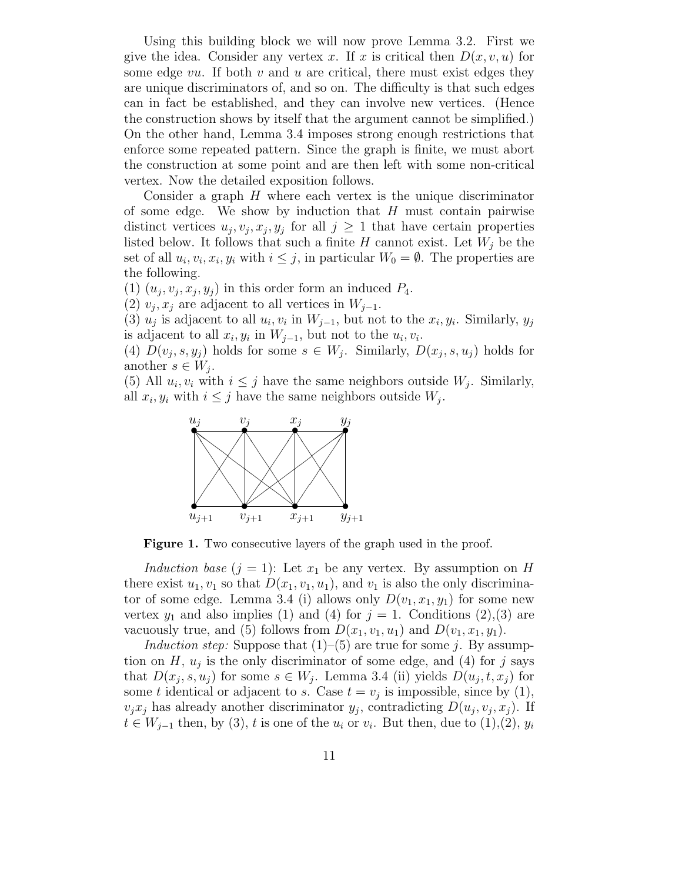Using this building block we will now prove Lemma 3.2. First we give the idea. Consider any vertex $x$. If $x$ is critical then $D(x, v, u)$ for some edge $vu$. If both $v$ and $u$ are critical, there must exist edges they are unique discriminators of, and so on. The difficulty is that such edges can in fact be established, and they can involve new vertices. (Hence the construction shows by itself that the argument cannot be simplified.) On the other hand, Lemma 3.4 imposes strong enough restrictions that enforce some repeated pattern. Since the graph is finite, we must abort the construction at some point and are then left with some non-critical vertex. Now the detailed exposition follows.

Consider a graph $H$ where each vertex is the unique discriminator of some edge. We show by induction that $H$ must contain pairwise distinct vertices $u_j, v_j, x_j, y_j$ for all $j \geq 1$ that have certain properties listed below. It follows that such a finite $H$ cannot exist. Let $W_j$ be the set of all $u_i, v_i, x_i, y_i$ with $i \leq j$, in particular $W_0 = \emptyset$. The properties are the following.

(1) $(u_j, v_j, x_j, y_j)$ in this order form an induced $P_4$.

(2) $v_j, x_j$ are adjacent to all vertices in $W_{j-1}$.

(3) $u_j$ is adjacent to all $u_i, v_i$ in $W_{j-1}$, but not to the $x_i, y_i$. Similarly, $y_j$ is adjacent to all $x_i, y_i$ in $W_{j-1}$, but not to the $u_i, v_i$.

(4) $D(v_j, s, y_j)$ holds for some $s \in W_j$. Similarly, $D(x_j, s, u_j)$ holds for another $s \in W_j$.

(5) All $u_i, v_i$ with $i \leq j$ have the same neighbors outside $W_j$. Similarly, all $x_i, y_i$ with $i \leq j$ have the same neighbors outside $W_j$.

**Figure 1.** Two consecutive layers of the graph used in the proof.

*Induction base* ($j = 1$): Let $x_1$ be any vertex. By assumption on $H$ there exist $u_1, v_1$ so that $D(x_1, v_1, u_1)$, and $v_1$ is also the only discriminator of some edge. Lemma 3.4 (i) allows only $D(v_1, x_1, y_1)$ for some new vertex $y_1$ and also implies (1) and (4) for $j = 1$. Conditions (2),(3) are vacuously true, and (5) follows from $D(x_1, v_1, u_1)$ and $D(v_1, x_1, y_1)$.

*Induction step:* Suppose that (1)–(5) are true for some $j$. By assumption on $H$, $u_j$ is the only discriminator of some edge, and (4) for $j$ says that $D(x_j, s, u_j)$ for some $s \in W_j$. Lemma 3.4 (ii) yields $D(u_j, t, x_j)$ for some $t$ identical or adjacent to $s$. Case $t = v_j$ is impossible, since by (1), $v_j x_j$ has already another discriminator $y_j$, contradicting $D(u_j, v_j, x_j)$. If $t \in W_{j-1}$ then, by (3), $t$ is one of the $u_i$ or $v_i$. But then, due to (1),(2), $y_i$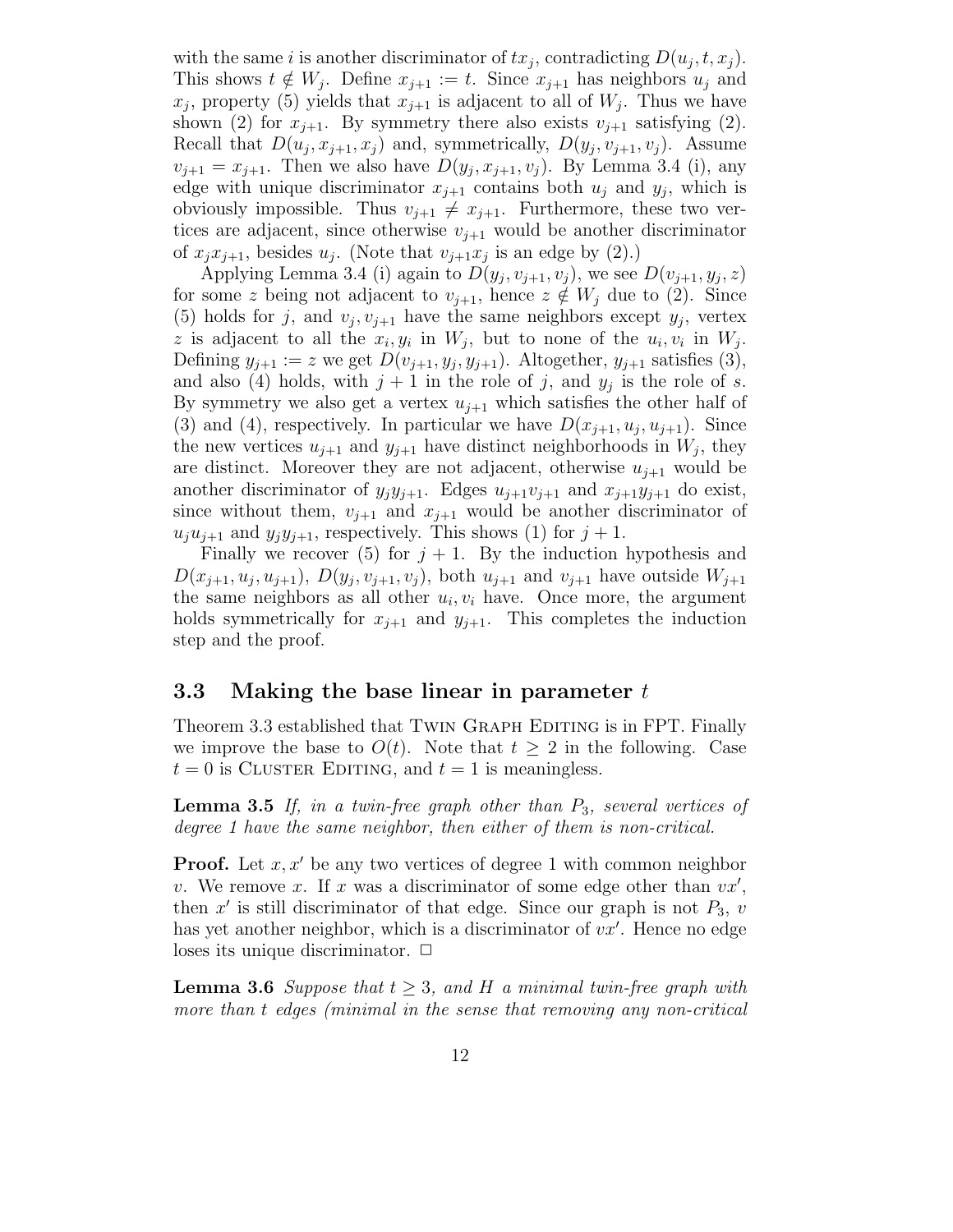with the same $i$ is another discriminator of $tx_j$, contradicting $D(u_j, t, x_j)$. This shows $t \notin W_j$. Define $x_{j+1} := t$. Since $x_{j+1}$ has neighbors $u_j$ and $x_j$, property (5) yields that $x_{j+1}$ is adjacent to all of $W_j$. Thus we have shown (2) for $x_{j+1}$. By symmetry there also exists $v_{j+1}$ satisfying (2). Recall that $D(u_j, x_{j+1}, x_j)$ and, symmetrically, $D(y_j, v_{j+1}, v_j)$. Assume $v_{j+1} = x_{j+1}$. Then we also have $D(y_j, x_{j+1}, v_j)$. By Lemma 3.4 (i), any edge with unique discriminator $x_{j+1}$ contains both $u_j$ and $y_j$, which is obviously impossible. Thus $v_{j+1} \neq x_{j+1}$. Furthermore, these two vertices are adjacent, since otherwise $v_{j+1}$ would be another discriminator of $x_j x_{j+1}$, besides $u_j$. (Note that $v_{j+1}x_j$ is an edge by (2).)

Applying Lemma 3.4 (i) again to $D(y_j, v_{j+1}, v_j)$, we see $D(v_{j+1}, y_j, z)$ for some $z$ being not adjacent to $v_{j+1}$, hence $z \notin W_j$ due to (2). Since (5) holds for $j$, and $v_j, v_{j+1}$ have the same neighbors except $y_j$, vertex $z$ is adjacent to all the $x_i, y_i$ in $W_j$, but to none of the $u_i, v_i$ in $W_j$. Defining $y_{j+1} := z$ we get $D(v_{j+1}, y_j, y_{j+1})$. Altogether, $y_{j+1}$ satisfies (3), and also (4) holds, with $j+1$ in the role of $j$, and $y_j$ is the role of $s$. By symmetry we also get a vertex $u_{j+1}$ which satisfies the other half of (3) and (4), respectively. In particular we have $D(x_{j+1}, u_j, u_{j+1})$. Since the new vertices $u_{j+1}$ and $y_{j+1}$ have distinct neighborhoods in $W_j$, they are distinct. Moreover they are not adjacent, otherwise $u_{j+1}$ would be another discriminator of $y_j y_{j+1}$. Edges $u_{j+1}v_{j+1}$ and $x_{j+1}y_{j+1}$ do exist, since without them, $v_{j+1}$ and $x_{j+1}$ would be another discriminator of $u_j u_{j+1}$ and $y_j y_{j+1}$, respectively. This shows (1) for $j+1$.

Finally we recover (5) for $j+1$. By the induction hypothesis and $D(x_{j+1}, u_j, u_{j+1})$, $D(y_j, v_{j+1}, v_j)$, both $u_{j+1}$ and $v_{j+1}$ have outside $W_{j+1}$ the same neighbors as all other $u_i, v_i$ have. Once more, the argument holds symmetrically for $x_{j+1}$ and $y_{j+1}$. This completes the induction step and the proof.

## 3.3 Making the base linear in parameter $t$

Theorem 3.3 established that Twin Graph Editing is in FPT. Finally we improve the base to $O(t)$. Note that $t \geq 2$ in the following. Case $t = 0$ is Cluster Editing, and $t = 1$ is meaningless.

**Lemma 3.5** *If, in a twin-free graph other than $P_3$, several vertices of degree 1 have the same neighbor, then either of them is non-critical.*

**Proof.** Let $x, x'$ be any two vertices of degree 1 with common neighbor $v$. We remove $x$. If $x$ was a discriminator of some edge other than $vx'$, then $x'$ is still discriminator of that edge. Since our graph is not $P_3$, $v$ has yet another neighbor, which is a discriminator of $vx'$. Hence no edge loses its unique discriminator. $\square$

**Lemma 3.6** *Suppose that $t \geq 3$, and $H$ a minimal twin-free graph with more than $t$ edges (minimal in the sense that removing any non-critical*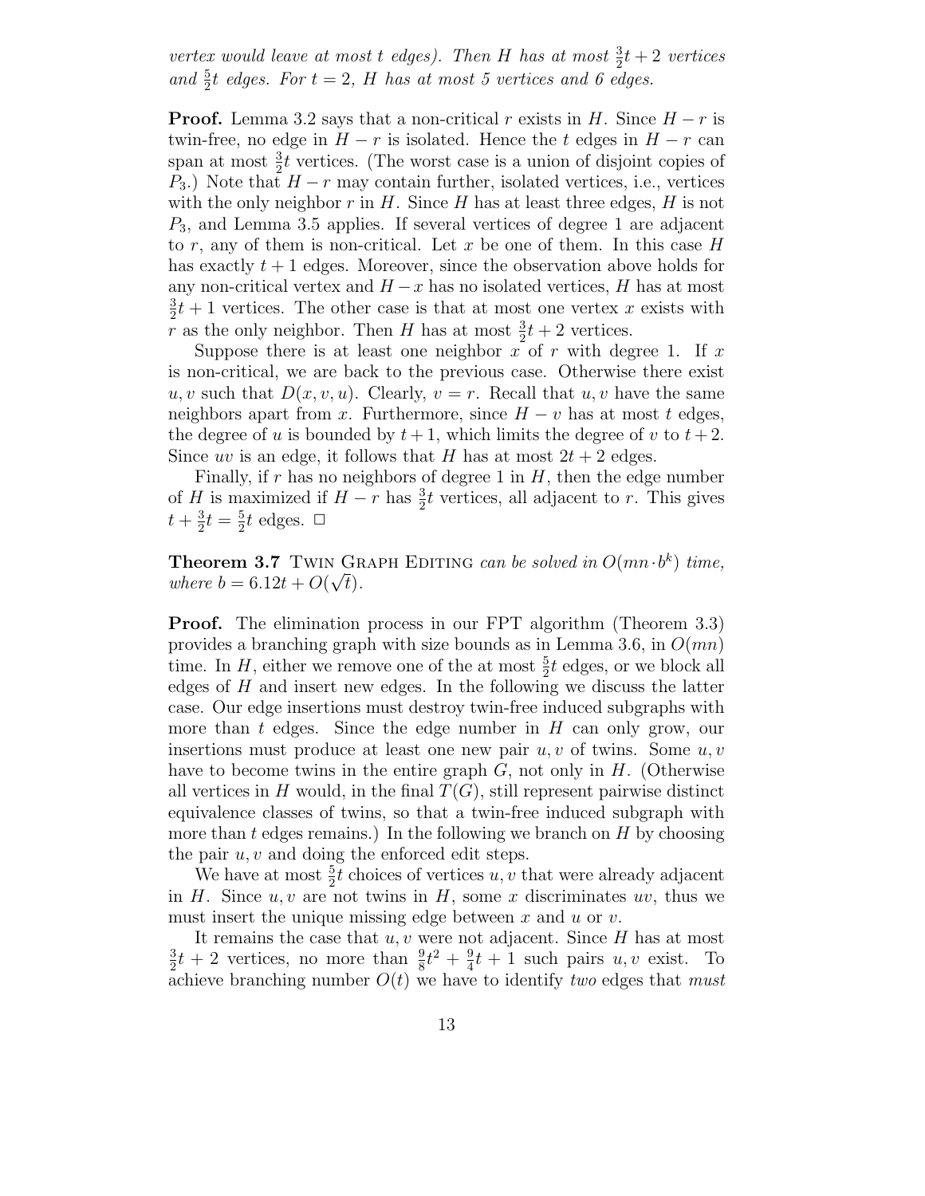*vertex would leave at most t edges). Then H has at most $\frac{3}{2}t+2$ vertices and $\frac{5}{2}t$ edges. For $t=2$, H has at most 5 vertices and 6 edges.*

**Proof.** Lemma 3.2 says that a non-critical $r$ exists in $H$. Since $H-r$ is twin-free, no edge in $H-r$ is isolated. Hence the $t$ edges in $H-r$ can span at most $\frac{3}{2}t$ vertices. (The worst case is a union of disjoint copies of $P_3$.) Note that $H-r$ may contain further, isolated vertices, i.e., vertices with the only neighbor $r$ in $H$. Since $H$ has at least three edges, $H$ is not $P_3$, and Lemma 3.5 applies. If several vertices of degree 1 are adjacent to $r$, any of them is non-critical. Let $x$ be one of them. In this case $H$ has exactly $t+1$ edges. Moreover, since the observation above holds for any non-critical vertex and $H-x$ has no isolated vertices, $H$ has at most $\frac{3}{2}t+1$ vertices. The other case is that at most one vertex $x$ exists with $r$ as the only neighbor. Then $H$ has at most $\frac{3}{2}t+2$ vertices.

Suppose there is at least one neighbor $x$ of $r$ with degree 1. If $x$ is non-critical, we are back to the previous case. Otherwise there exist $u, v$ such that $D(x, v, u)$. Clearly, $v = r$. Recall that $u, v$ have the same neighbors apart from $x$. Furthermore, since $H-v$ has at most $t$ edges, the degree of $u$ is bounded by $t+1$, which limits the degree of $v$ to $t+2$. Since $uv$ is an edge, it follows that $H$ has at most $2t+2$ edges.

Finally, if $r$ has no neighbors of degree 1 in $H$, then the edge number of $H$ is maximized if $H-r$ has $\frac{3}{2}t$ vertices, all adjacent to $r$. This gives $t+\frac{3}{2}t=\frac{5}{2}t$ edges. □

**Theorem 3.7** Twin Graph Editing *can be solved in $O(mn\cdot b^k)$ time, where $b = 6.12t + O(\sqrt{t})$.*

**Proof.** The elimination process in our FPT algorithm (Theorem 3.3) provides a branching graph with size bounds as in Lemma 3.6, in $O(mn)$ time. In $H$, either we remove one of the at most $\frac{5}{2}t$ edges, or we block all edges of $H$ and insert new edges. In the following we discuss the latter case. Our edge insertions must destroy twin-free induced subgraphs with more than $t$ edges. Since the edge number in $H$ can only grow, our insertions must produce at least one new pair $u, v$ of twins. Some $u, v$ have to become twins in the entire graph $G$, not only in $H$. (Otherwise all vertices in $H$ would, in the final $T(G)$, still represent pairwise distinct equivalence classes of twins, so that a twin-free induced subgraph with more than $t$ edges remains.) In the following we branch on $H$ by choosing the pair $u, v$ and doing the enforced edit steps.

We have at most $\frac{5}{2}t$ choices of vertices $u, v$ that were already adjacent in $H$. Since $u, v$ are not twins in $H$, some $x$ discriminates $uv$, thus we must insert the unique missing edge between $x$ and $u$ or $v$.

It remains the case that $u, v$ were not adjacent. Since $H$ has at most $\frac{3}{2}t+2$ vertices, no more than $\frac{9}{8}t^2+\frac{9}{4}t+1$ such pairs $u, v$ exist. To achieve branching number $O(t)$ we have to identify *two* edges that *must*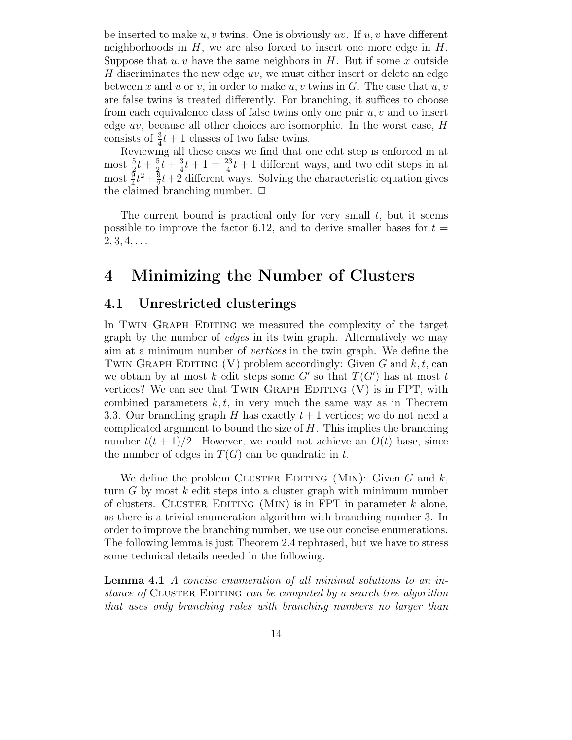be inserted to make $u, v$ twins. One is obviously $uv$. If $u, v$ have different neighborhoods in $H$, we are also forced to insert one more edge in $H$. Suppose that $u, v$ have the same neighbors in $H$. But if some $x$ outside $H$ discriminates the new edge $uv$, we must either insert or delete an edge between $x$ and $u$ or $v$, in order to make $u, v$ twins in $G$. The case that $u, v$ are false twins is treated differently. For branching, it suffices to choose from each equivalence class of false twins only one pair $u, v$ and to insert edge $uv$, because all other choices are isomorphic. In the worst case, $H$ consists of $\frac{3}{4}t + 1$ classes of two false twins.

Reviewing all these cases we find that one edit step is enforced in at most $\frac{5}{2}t + \frac{5}{2}t + \frac{3}{4}t + 1 = \frac{23}{4}t + 1$ different ways, and two edit steps in at most $\frac{9}{4}t^2 + \frac{9}{2}t + 2$ different ways. Solving the characteristic equation gives the claimed branching number. □

The current bound is practical only for very small $t$, but it seems possible to improve the factor 6.12, and to derive smaller bases for $t = 2, 3, 4, \ldots$

# 4 Minimizing the Number of Clusters

## 4.1 Unrestricted clusterings

In Twin Graph Editing we measured the complexity of the target graph by the number of *edges* in its twin graph. Alternatively we may aim at a minimum number of *vertices* in the twin graph. We define the Twin Graph Editing (V) problem accordingly: Given $G$ and $k, t$, can we obtain by at most $k$ edit steps some $G'$ so that $T(G')$ has at most $t$ vertices? We can see that Twin Graph Editing (V) is in FPT, with combined parameters $k, t$, in very much the same way as in Theorem 3.3. Our branching graph $H$ has exactly $t + 1$ vertices; we do not need a complicated argument to bound the size of $H$. This implies the branching number $t(t + 1)/2$. However, we could not achieve an $O(t)$ base, since the number of edges in $T(G)$ can be quadratic in $t$.

We define the problem Cluster Editing (Min): Given $G$ and $k$, turn $G$ by most $k$ edit steps into a cluster graph with minimum number of clusters. Cluster Editing (Min) is in FPT in parameter $k$ alone, as there is a trivial enumeration algorithm with branching number 3. In order to improve the branching number, we use our concise enumerations. The following lemma is just Theorem 2.4 rephrased, but we have to stress some technical details needed in the following.

**Lemma 4.1** *A concise enumeration of all minimal solutions to an instance of* Cluster Editing *can be computed by a search tree algorithm that uses only branching rules with branching numbers no larger than*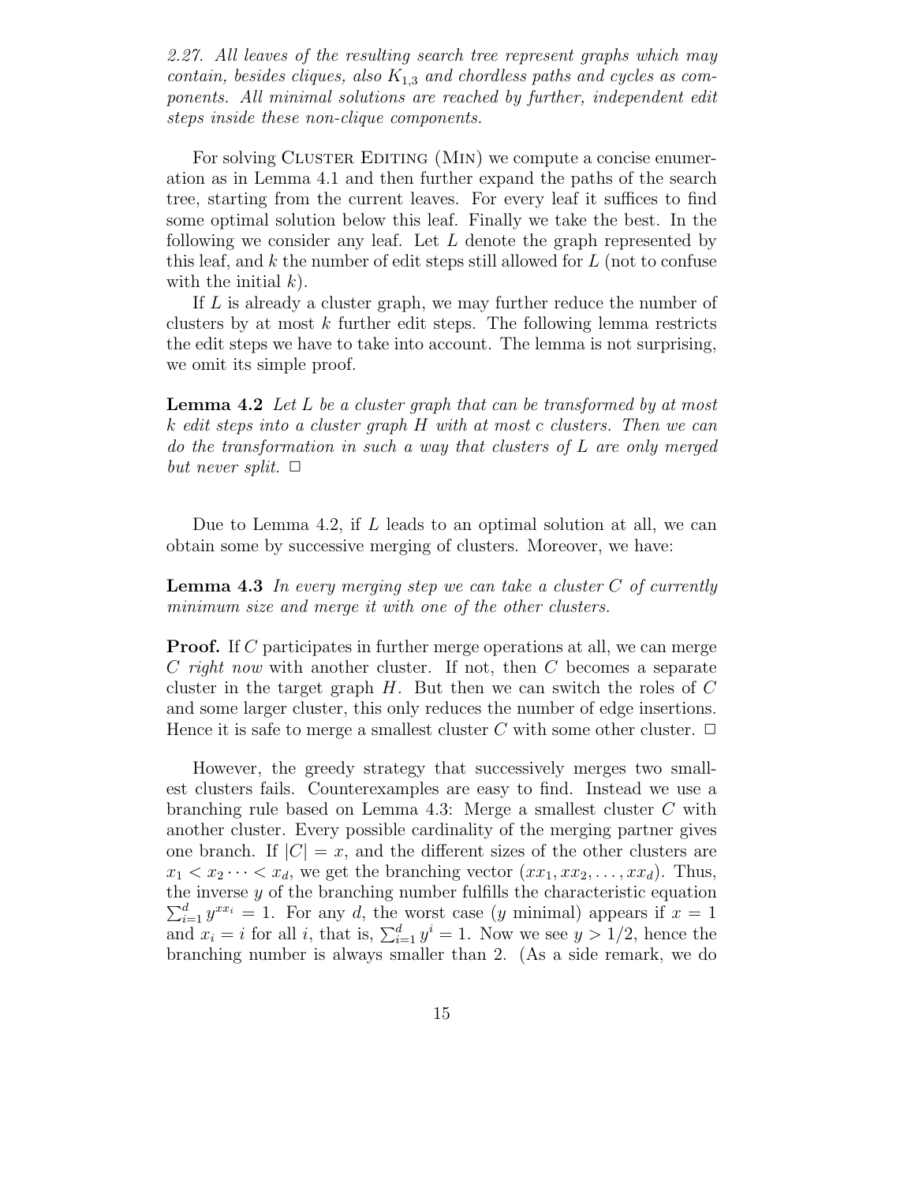*2.27. All leaves of the resulting search tree represent graphs which may contain, besides cliques, also $K_{1,3}$ and chordless paths and cycles as components. All minimal solutions are reached by further, independent edit steps inside these non-clique components.*

For solving Cluster Editing (Min) we compute a concise enumeration as in Lemma 4.1 and then further expand the paths of the search tree, starting from the current leaves. For every leaf it suffices to find some optimal solution below this leaf. Finally we take the best. In the following we consider any leaf. Let $L$ denote the graph represented by this leaf, and $k$ the number of edit steps still allowed for $L$ (not to confuse with the initial $k$).

If $L$ is already a cluster graph, we may further reduce the number of clusters by at most $k$ further edit steps. The following lemma restricts the edit steps we have to take into account. The lemma is not surprising, we omit its simple proof.

**Lemma 4.2** *Let $L$ be a cluster graph that can be transformed by at most $k$ edit steps into a cluster graph $H$ with at most $c$ clusters. Then we can do the transformation in such a way that clusters of $L$ are only merged but never split.* $\Box$

Due to Lemma 4.2, if $L$ leads to an optimal solution at all, we can obtain some by successive merging of clusters. Moreover, we have:

**Lemma 4.3** *In every merging step we can take a cluster $C$ of currently minimum size and merge it with one of the other clusters.*

**Proof.** If $C$ participates in further merge operations at all, we can merge $C$ *right now* with another cluster. If not, then $C$ becomes a separate cluster in the target graph $H$. But then we can switch the roles of $C$ and some larger cluster, this only reduces the number of edge insertions. Hence it is safe to merge a smallest cluster $C$ with some other cluster. $\Box$

However, the greedy strategy that successively merges two smallest clusters fails. Counterexamples are easy to find. Instead we use a branching rule based on Lemma 4.3: Merge a smallest cluster $C$ with another cluster. Every possible cardinality of the merging partner gives one branch. If $|C| = x$, and the different sizes of the other clusters are $x_1 < x_2 \cdots < x_d$, we get the branching vector $(xx_1, xx_2, \ldots, xx_d)$. Thus, the inverse $y$ of the branching number fulfills the characteristic equation $\sum_{i=1}^{d} y^{xx_i} = 1$. For any $d$, the worst case ($y$ minimal) appears if $x = 1$ and $x_i = i$ for all $i$, that is, $\sum_{i=1}^{d} y^i = 1$. Now we see $y > 1/2$, hence the branching number is always smaller than 2. (As a side remark, we do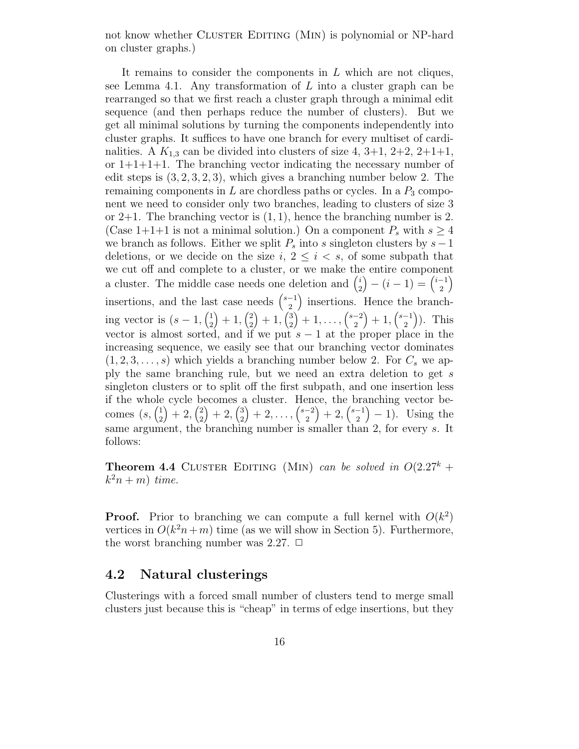not know whether Cluster Editing (Min) is polynomial or NP-hard on cluster graphs.)

It remains to consider the components in $L$ which are not cliques, see Lemma 4.1. Any transformation of $L$ into a cluster graph can be rearranged so that we first reach a cluster graph through a minimal edit sequence (and then perhaps reduce the number of clusters). But we get all minimal solutions by turning the components independently into cluster graphs. It suffices to have one branch for every multiset of cardinalities. A $K_{1,3}$ can be divided into clusters of size 4, 3+1, 2+2, 2+1+1, or 1+1+1+1. The branching vector indicating the necessary number of edit steps is $(3, 2, 3, 2, 3)$, which gives a branching number below 2. The remaining components in $L$ are chordless paths or cycles. In a $P_3$ component we need to consider only two branches, leading to clusters of size 3 or 2+1. The branching vector is $(1, 1)$, hence the branching number is 2. (Case 1+1+1 is not a minimal solution.) On a component $P_s$ with $s \geq 4$ we branch as follows. Either we split $P_s$ into $s$ singleton clusters by $s-1$ deletions, or we decide on the size $i$, $2 \leq i < s$, of some subpath that we cut off and complete to a cluster, or we make the entire component a cluster. The middle case needs one deletion and $\binom{i}{2} - (i-1) = \binom{i-1}{2}$ insertions, and the last case needs $\binom{s-1}{2}$ insertions. Hence the branching vector is $(s-1, \binom{1}{2}+1, \binom{2}{2}+1, \binom{3}{2}+1, \ldots, \binom{s-2}{2}+1, \binom{s-1}{2})$. This vector is almost sorted, and if we put $s-1$ at the proper place in the increasing sequence, we easily see that our branching vector dominates $(1, 2, 3, \ldots, s)$ which yields a branching number below 2. For $C_s$ we apply the same branching rule, but we need an extra deletion to get $s$ singleton clusters or to split off the first subpath, and one insertion less if the whole cycle becomes a cluster. Hence, the branching vector becomes $(s, \binom{1}{2}+2, \binom{2}{2}+2, \binom{3}{2}+2, \ldots, \binom{s-2}{2}+2, \binom{s-1}{2}-1)$. Using the same argument, the branching number is smaller than 2, for every $s$. It follows:

**Theorem 4.4** Cluster Editing (Min) *can be solved in* $O(2.27^k + k^2n + m)$ *time.*

**Proof.** Prior to branching we can compute a full kernel with $O(k^2)$ vertices in $O(k^2n+m)$ time (as we will show in Section 5). Furthermore, the worst branching number was 2.27. $\Box$

## 4.2 Natural clusterings

Clusterings with a forced small number of clusters tend to merge small clusters just because this is "cheap" in terms of edge insertions, but they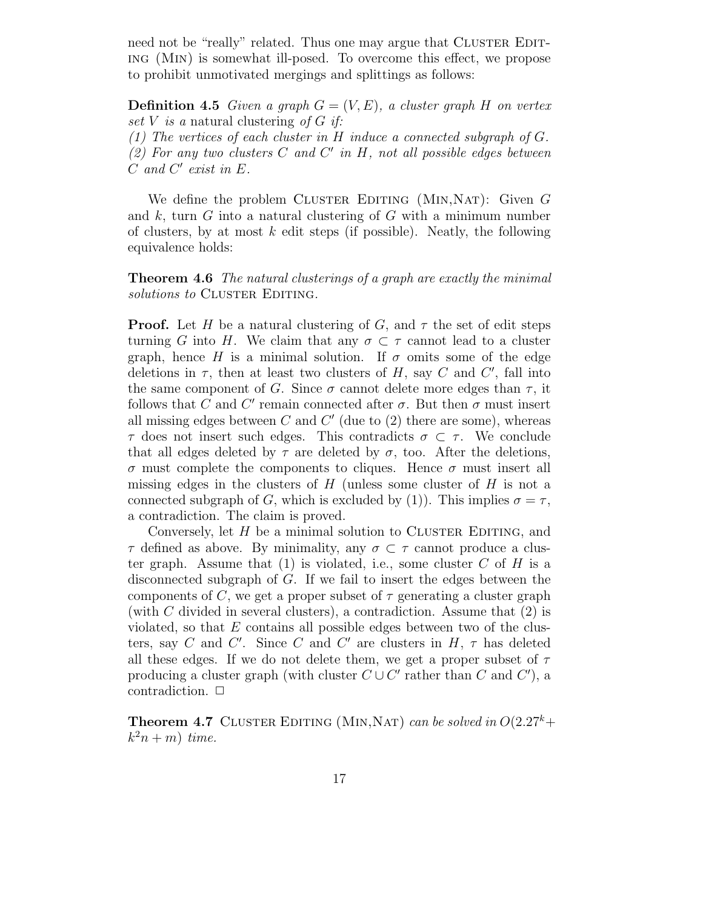need not be "really" related. Thus one may argue that Cluster Editing (Min) is somewhat ill-posed. To overcome this effect, we propose to prohibit unmotivated mergings and splittings as follows:

**Definition 4.5** *Given a graph $G = (V, E)$, a cluster graph $H$ on vertex set $V$ is a* natural clustering *of $G$ if:*
*(1) The vertices of each cluster in $H$ induce a connected subgraph of $G$.*
*(2) For any two clusters $C$ and $C'$ in $H$, not all possible edges between $C$ and $C'$ exist in $E$.*

We define the problem Cluster Editing (Min,Nat): Given $G$ and $k$, turn $G$ into a natural clustering of $G$ with a minimum number of clusters, by at most $k$ edit steps (if possible). Neatly, the following equivalence holds:

**Theorem 4.6** *The natural clusterings of a graph are exactly the minimal solutions to* Cluster Editing*.*

**Proof.** Let $H$ be a natural clustering of $G$, and $\tau$ the set of edit steps turning $G$ into $H$. We claim that any $\sigma \subset \tau$ cannot lead to a cluster graph, hence $H$ is a minimal solution. If $\sigma$ omits some of the edge deletions in $\tau$, then at least two clusters of $H$, say $C$ and $C'$, fall into the same component of $G$. Since $\sigma$ cannot delete more edges than $\tau$, it follows that $C$ and $C'$ remain connected after $\sigma$. But then $\sigma$ must insert all missing edges between $C$ and $C'$ (due to (2) there are some), whereas $\tau$ does not insert such edges. This contradicts $\sigma \subset \tau$. We conclude that all edges deleted by $\tau$ are deleted by $\sigma$, too. After the deletions, $\sigma$ must complete the components to cliques. Hence $\sigma$ must insert all missing edges in the clusters of $H$ (unless some cluster of $H$ is not a connected subgraph of $G$, which is excluded by (1)). This implies $\sigma = \tau$, a contradiction. The claim is proved.

Conversely, let $H$ be a minimal solution to Cluster Editing, and $\tau$ defined as above. By minimality, any $\sigma \subset \tau$ cannot produce a cluster graph. Assume that (1) is violated, i.e., some cluster $C$ of $H$ is a disconnected subgraph of $G$. If we fail to insert the edges between the components of $C$, we get a proper subset of $\tau$ generating a cluster graph (with $C$ divided in several clusters), a contradiction. Assume that (2) is violated, so that $E$ contains all possible edges between two of the clusters, say $C$ and $C'$. Since $C$ and $C'$ are clusters in $H$, $\tau$ has deleted all these edges. If we do not delete them, we get a proper subset of $\tau$ producing a cluster graph (with cluster $C \cup C'$ rather than $C$ and $C'$), a contradiction. $\Box$

**Theorem 4.7** Cluster Editing (Min,Nat) *can be solved in $O(2.27^k + k^2 n + m)$ time.*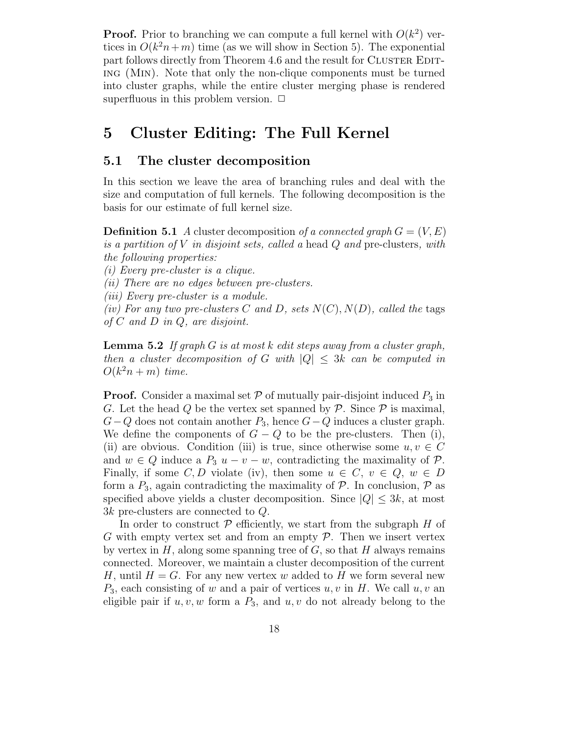**Proof.** Prior to branching we can compute a full kernel with $O(k^2)$ vertices in $O(k^2n+m)$ time (as we will show in Section 5). The exponential part follows directly from Theorem 4.6 and the result for Cluster Editing (Min). Note that only the non-clique components must be turned into cluster graphs, while the entire cluster merging phase is rendered superfluous in this problem version. □

# 5 Cluster Editing: The Full Kernel

## 5.1 The cluster decomposition

In this section we leave the area of branching rules and deal with the size and computation of full kernels. The following decomposition is the basis for our estimate of full kernel size.

**Definition 5.1** *A* cluster decomposition *of a connected graph $G = (V, E)$ is a partition of $V$ in disjoint sets, called a* head $Q$ *and* pre-clusters*, with the following properties:*
*(i) Every pre-cluster is a clique.*
*(ii) There are no edges between pre-clusters.*
*(iii) Every pre-cluster is a module.*
*(iv) For any two pre-clusters $C$ and $D$, sets $N(C), N(D)$, called the* tags *of $C$ and $D$ in $Q$, are disjoint.*

**Lemma 5.2** *If graph $G$ is at most $k$ edit steps away from a cluster graph, then a cluster decomposition of $G$ with $|Q| \leq 3k$ can be computed in $O(k^2n+m)$ time.*

**Proof.** Consider a maximal set $\mathcal{P}$ of mutually pair-disjoint induced $P_3$ in $G$. Let the head $Q$ be the vertex set spanned by $\mathcal{P}$. Since $\mathcal{P}$ is maximal, $G-Q$ does not contain another $P_3$, hence $G-Q$ induces a cluster graph. We define the components of $G-Q$ to be the pre-clusters. Then (i), (ii) are obvious. Condition (iii) is true, since otherwise some $u, v \in C$ and $w \in Q$ induce a $P_3$ $u-v-w$, contradicting the maximality of $\mathcal{P}$. Finally, if some $C, D$ violate (iv), then some $u \in C$, $v \in Q$, $w \in D$ form a $P_3$, again contradicting the maximality of $\mathcal{P}$. In conclusion, $\mathcal{P}$ as specified above yields a cluster decomposition. Since $|Q| \leq 3k$, at most $3k$ pre-clusters are connected to $Q$.

In order to construct $\mathcal{P}$ efficiently, we start from the subgraph $H$ of $G$ with empty vertex set and from an empty $\mathcal{P}$. Then we insert vertex by vertex in $H$, along some spanning tree of $G$, so that $H$ always remains connected. Moreover, we maintain a cluster decomposition of the current $H$, until $H = G$. For any new vertex $w$ added to $H$ we form several new $P_3$, each consisting of $w$ and a pair of vertices $u, v$ in $H$. We call $u, v$ an eligible pair if $u, v, w$ form a $P_3$, and $u, v$ do not already belong to the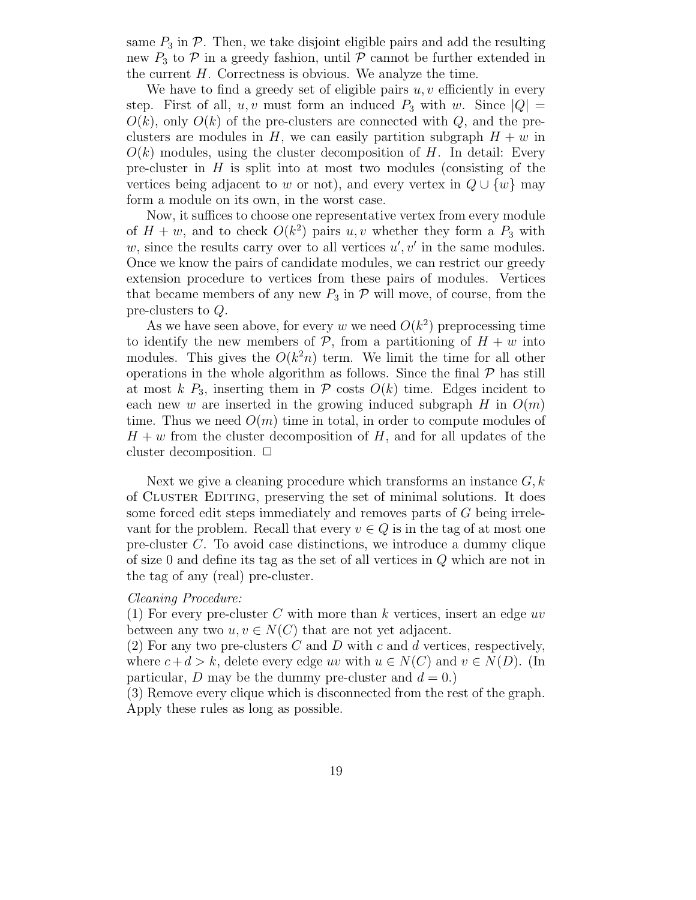same $P_3$ in $\mathcal{P}$. Then, we take disjoint eligible pairs and add the resulting new $P_3$ to $\mathcal{P}$ in a greedy fashion, until $\mathcal{P}$ cannot be further extended in the current $H$. Correctness is obvious. We analyze the time.

We have to find a greedy set of eligible pairs $u, v$ efficiently in every step. First of all, $u, v$ must form an induced $P_3$ with $w$. Since $|Q| = O(k)$, only $O(k)$ of the pre-clusters are connected with $Q$, and the pre-clusters are modules in $H$, we can easily partition subgraph $H + w$ in $O(k)$ modules, using the cluster decomposition of $H$. In detail: Every pre-cluster in $H$ is split into at most two modules (consisting of the vertices being adjacent to $w$ or not), and every vertex in $Q \cup \{w\}$ may form a module on its own, in the worst case.

Now, it suffices to choose one representative vertex from every module of $H + w$, and to check $O(k^2)$ pairs $u, v$ whether they form a $P_3$ with $w$, since the results carry over to all vertices $u', v'$ in the same modules. Once we know the pairs of candidate modules, we can restrict our greedy extension procedure to vertices from these pairs of modules. Vertices that became members of any new $P_3$ in $\mathcal{P}$ will move, of course, from the pre-clusters to $Q$.

As we have seen above, for every $w$ we need $O(k^2)$ preprocessing time to identify the new members of $\mathcal{P}$, from a partitioning of $H + w$ into modules. This gives the $O(k^2 n)$ term. We limit the time for all other operations in the whole algorithm as follows. Since the final $\mathcal{P}$ has still at most $k$ $P_3$, inserting them in $\mathcal{P}$ costs $O(k)$ time. Edges incident to each new $w$ are inserted in the growing induced subgraph $H$ in $O(m)$ time. Thus we need $O(m)$ time in total, in order to compute modules of $H + w$ from the cluster decomposition of $H$, and for all updates of the cluster decomposition. $\Box$

Next we give a cleaning procedure which transforms an instance $G, k$ of Cluster Editing, preserving the set of minimal solutions. It does some forced edit steps immediately and removes parts of $G$ being irrelevant for the problem. Recall that every $v \in Q$ is in the tag of at most one pre-cluster $C$. To avoid case distinctions, we introduce a dummy clique of size 0 and define its tag as the set of all vertices in $Q$ which are not in the tag of any (real) pre-cluster.

*Cleaning Procedure:*
(1) For every pre-cluster $C$ with more than $k$ vertices, insert an edge $uv$ between any two $u, v \in N(C)$ that are not yet adjacent.
(2) For any two pre-clusters $C$ and $D$ with $c$ and $d$ vertices, respectively, where $c + d > k$, delete every edge $uv$ with $u \in N(C)$ and $v \in N(D)$. (In particular, $D$ may be the dummy pre-cluster and $d = 0$.)
(3) Remove every clique which is disconnected from the rest of the graph.
Apply these rules as long as possible.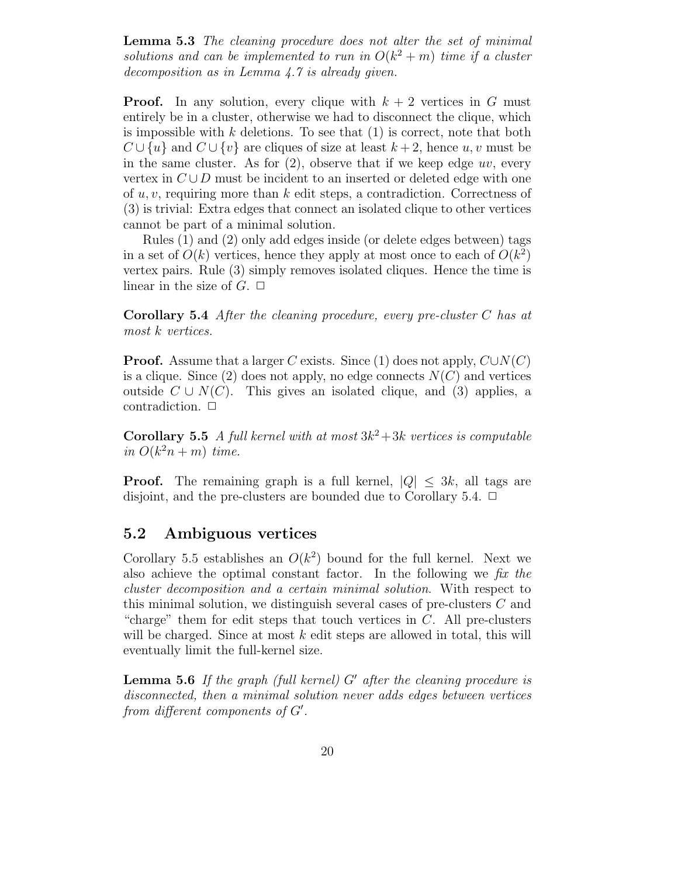**Lemma 5.3** *The cleaning procedure does not alter the set of minimal solutions and can be implemented to run in $O(k^2 + m)$ time if a cluster decomposition as in Lemma 4.7 is already given.*

**Proof.** In any solution, every clique with $k + 2$ vertices in $G$ must entirely be in a cluster, otherwise we had to disconnect the clique, which is impossible with $k$ deletions. To see that (1) is correct, note that both $C \cup \{u\}$ and $C \cup \{v\}$ are cliques of size at least $k + 2$, hence $u, v$ must be in the same cluster. As for (2), observe that if we keep edge $uv$, every vertex in $C \cup D$ must be incident to an inserted or deleted edge with one of $u, v$, requiring more than $k$ edit steps, a contradiction. Correctness of (3) is trivial: Extra edges that connect an isolated clique to other vertices cannot be part of a minimal solution.

Rules (1) and (2) only add edges inside (or delete edges between) tags in a set of $O(k)$ vertices, hence they apply at most once to each of $O(k^2)$ vertex pairs. Rule (3) simply removes isolated cliques. Hence the time is linear in the size of $G$. $\Box$

**Corollary 5.4** *After the cleaning procedure, every pre-cluster $C$ has at most $k$ vertices.*

**Proof.** Assume that a larger $C$ exists. Since (1) does not apply, $C \cup N(C)$ is a clique. Since (2) does not apply, no edge connects $N(C)$ and vertices outside $C \cup N(C)$. This gives an isolated clique, and (3) applies, a contradiction. $\Box$

**Corollary 5.5** *A full kernel with at most $3k^2 + 3k$ vertices is computable in $O(k^2 n + m)$ time.*

**Proof.** The remaining graph is a full kernel, $|Q| \leq 3k$, all tags are disjoint, and the pre-clusters are bounded due to Corollary 5.4. $\Box$

## 5.2 Ambiguous vertices

Corollary 5.5 establishes an $O(k^2)$ bound for the full kernel. Next we also achieve the optimal constant factor. In the following we *fix the cluster decomposition and a certain minimal solution*. With respect to this minimal solution, we distinguish several cases of pre-clusters $C$ and "charge" them for edit steps that touch vertices in $C$. All pre-clusters will be charged. Since at most $k$ edit steps are allowed in total, this will eventually limit the full-kernel size.

**Lemma 5.6** *If the graph (full kernel) $G'$ after the cleaning procedure is disconnected, then a minimal solution never adds edges between vertices from different components of $G'$.*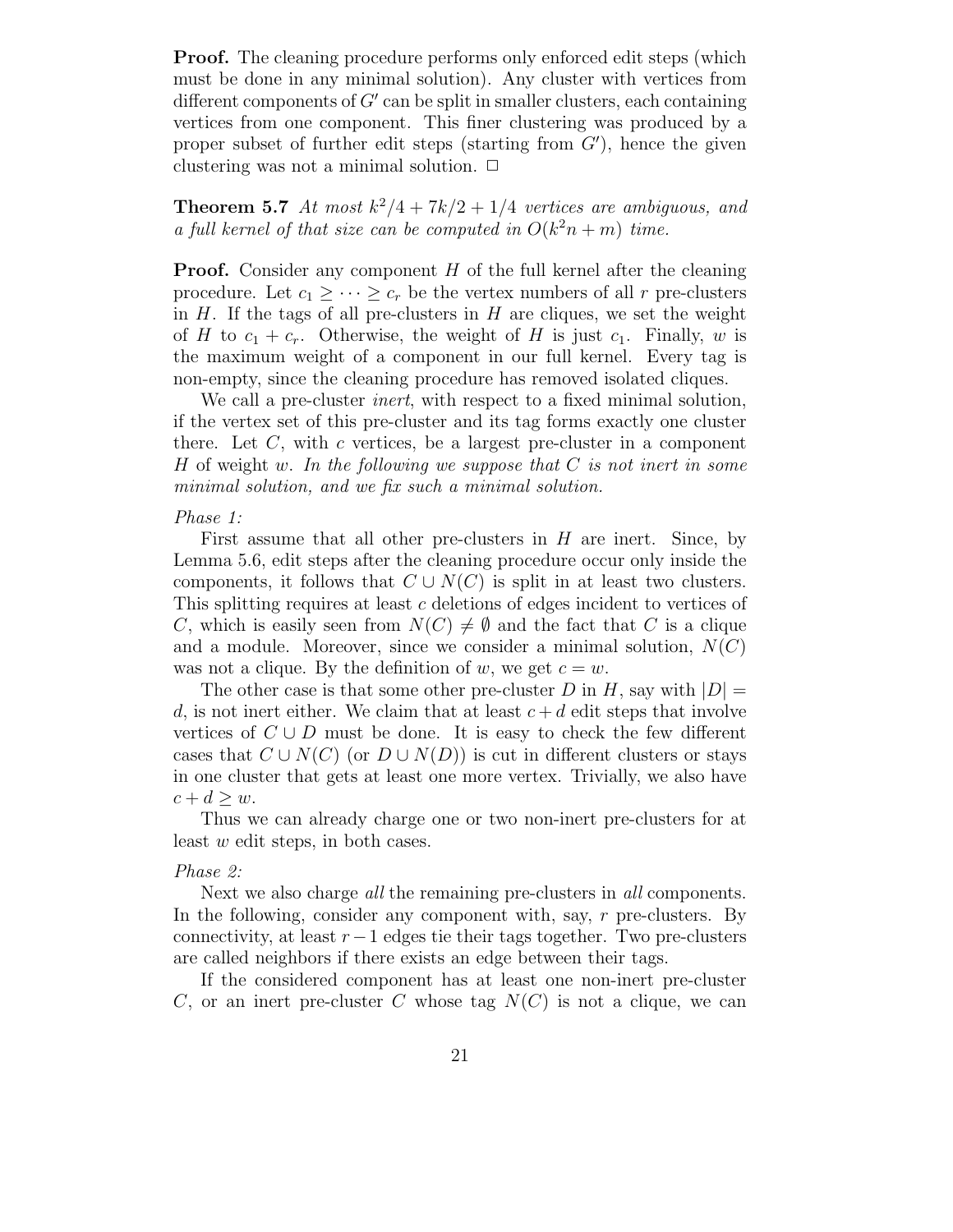**Proof.** The cleaning procedure performs only enforced edit steps (which must be done in any minimal solution). Any cluster with vertices from different components of $G'$ can be split in smaller clusters, each containing vertices from one component. This finer clustering was produced by a proper subset of further edit steps (starting from $G'$), hence the given clustering was not a minimal solution. $\Box$

**Theorem 5.7** *At most $k^2/4 + 7k/2 + 1/4$ vertices are ambiguous, and a full kernel of that size can be computed in $O(k^2 n + m)$ time.*

**Proof.** Consider any component $H$ of the full kernel after the cleaning procedure. Let $c_1 \geq \cdots \geq c_r$ be the vertex numbers of all $r$ pre-clusters in $H$. If the tags of all pre-clusters in $H$ are cliques, we set the weight of $H$ to $c_1 + c_r$. Otherwise, the weight of $H$ is just $c_1$. Finally, $w$ is the maximum weight of a component in our full kernel. Every tag is non-empty, since the cleaning procedure has removed isolated cliques.

We call a pre-cluster *inert*, with respect to a fixed minimal solution, if the vertex set of this pre-cluster and its tag forms exactly one cluster there. Let $C$, with $c$ vertices, be a largest pre-cluster in a component $H$ of weight $w$. *In the following we suppose that $C$ is not inert in some minimal solution, and we fix such a minimal solution.*

*Phase 1:*

First assume that all other pre-clusters in $H$ are inert. Since, by Lemma 5.6, edit steps after the cleaning procedure occur only inside the components, it follows that $C \cup N(C)$ is split in at least two clusters. This splitting requires at least $c$ deletions of edges incident to vertices of $C$, which is easily seen from $N(C) \neq \emptyset$ and the fact that $C$ is a clique and a module. Moreover, since we consider a minimal solution, $N(C)$ was not a clique. By the definition of $w$, we get $c = w$.

The other case is that some other pre-cluster $D$ in $H$, say with $|D| = d$, is not inert either. We claim that at least $c + d$ edit steps that involve vertices of $C \cup D$ must be done. It is easy to check the few different cases that $C \cup N(C)$ (or $D \cup N(D)$) is cut in different clusters or stays in one cluster that gets at least one more vertex. Trivially, we also have $c + d \geq w$.

Thus we can already charge one or two non-inert pre-clusters for at least $w$ edit steps, in both cases.

*Phase 2:*

Next we also charge *all* the remaining pre-clusters in *all* components. In the following, consider any component with, say, $r$ pre-clusters. By connectivity, at least $r - 1$ edges tie their tags together. Two pre-clusters are called neighbors if there exists an edge between their tags.

If the considered component has at least one non-inert pre-cluster $C$, or an inert pre-cluster $C$ whose tag $N(C)$ is not a clique, we can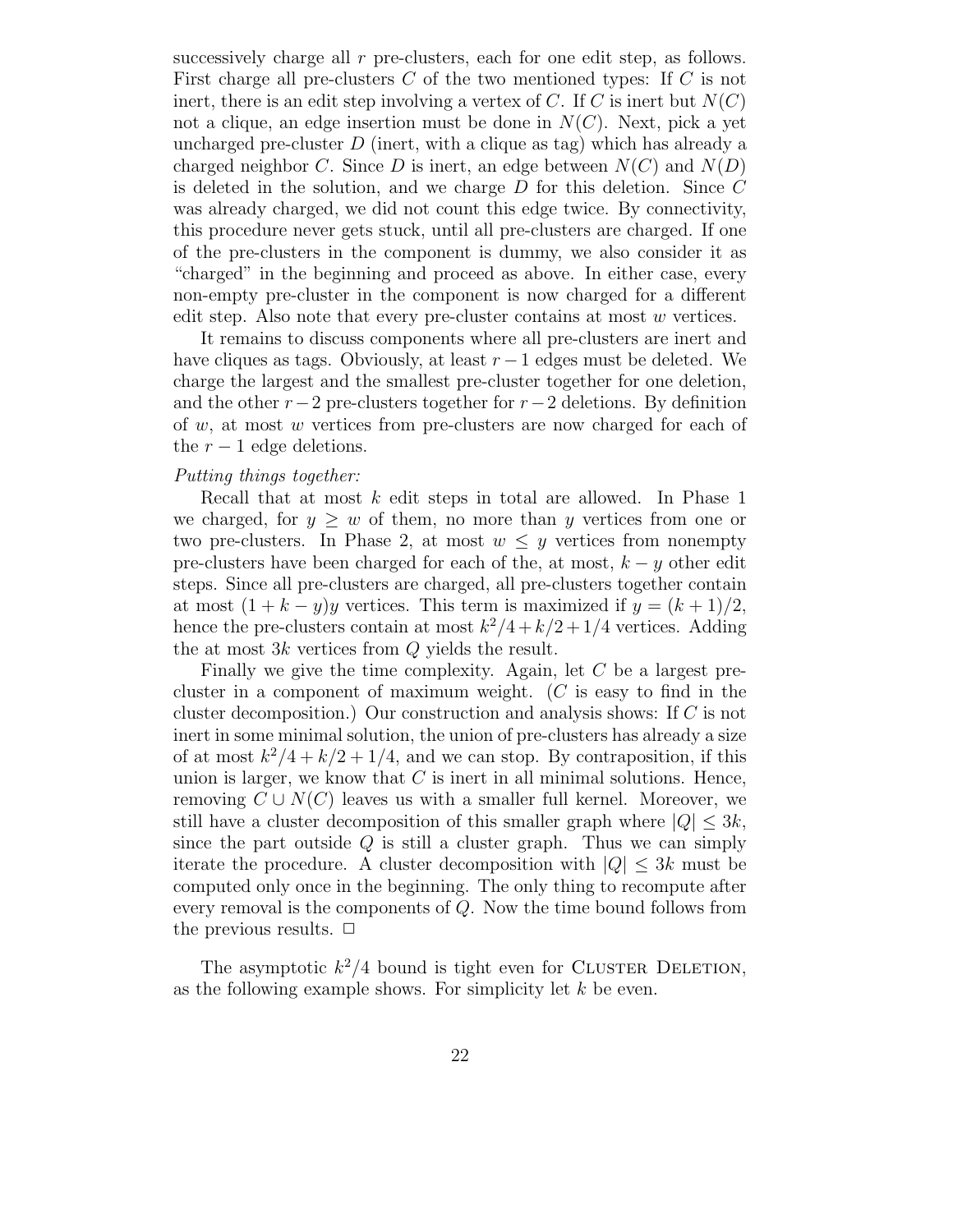successively charge all $r$ pre-clusters, each for one edit step, as follows. First charge all pre-clusters $C$ of the two mentioned types: If $C$ is not inert, there is an edit step involving a vertex of $C$. If $C$ is inert but $N(C)$ not a clique, an edge insertion must be done in $N(C)$. Next, pick a yet uncharged pre-cluster $D$ (inert, with a clique as tag) which has already a charged neighbor $C$. Since $D$ is inert, an edge between $N(C)$ and $N(D)$ is deleted in the solution, and we charge $D$ for this deletion. Since $C$ was already charged, we did not count this edge twice. By connectivity, this procedure never gets stuck, until all pre-clusters are charged. If one of the pre-clusters in the component is dummy, we also consider it as "charged" in the beginning and proceed as above. In either case, every non-empty pre-cluster in the component is now charged for a different edit step. Also note that every pre-cluster contains at most $w$ vertices.

It remains to discuss components where all pre-clusters are inert and have cliques as tags. Obviously, at least $r-1$ edges must be deleted. We charge the largest and the smallest pre-cluster together for one deletion, and the other $r-2$ pre-clusters together for $r-2$ deletions. By definition of $w$, at most $w$ vertices from pre-clusters are now charged for each of the $r-1$ edge deletions.

*Putting things together:*

Recall that at most $k$ edit steps in total are allowed. In Phase 1 we charged, for $y \geq w$ of them, no more than $y$ vertices from one or two pre-clusters. In Phase 2, at most $w \leq y$ vertices from nonempty pre-clusters have been charged for each of the, at most, $k-y$ other edit steps. Since all pre-clusters are charged, all pre-clusters together contain at most $(1+k-y)y$ vertices. This term is maximized if $y=(k+1)/2$, hence the pre-clusters contain at most $k^2/4+k/2+1/4$ vertices. Adding the at most $3k$ vertices from $Q$ yields the result.

Finally we give the time complexity. Again, let $C$ be a largest pre-cluster in a component of maximum weight. ($C$ is easy to find in the cluster decomposition.) Our construction and analysis shows: If $C$ is not inert in some minimal solution, the union of pre-clusters has already a size of at most $k^2/4+k/2+1/4$, and we can stop. By contraposition, if this union is larger, we know that $C$ is inert in all minimal solutions. Hence, removing $C \cup N(C)$ leaves us with a smaller full kernel. Moreover, we still have a cluster decomposition of this smaller graph where $|Q| \leq 3k$, since the part outside $Q$ is still a cluster graph. Thus we can simply iterate the procedure. A cluster decomposition with $|Q| \leq 3k$ must be computed only once in the beginning. The only thing to recompute after every removal is the components of $Q$. Now the time bound follows from the previous results. $\Box$

The asymptotic $k^2/4$ bound is tight even for Cluster Deletion, as the following example shows. For simplicity let $k$ be even.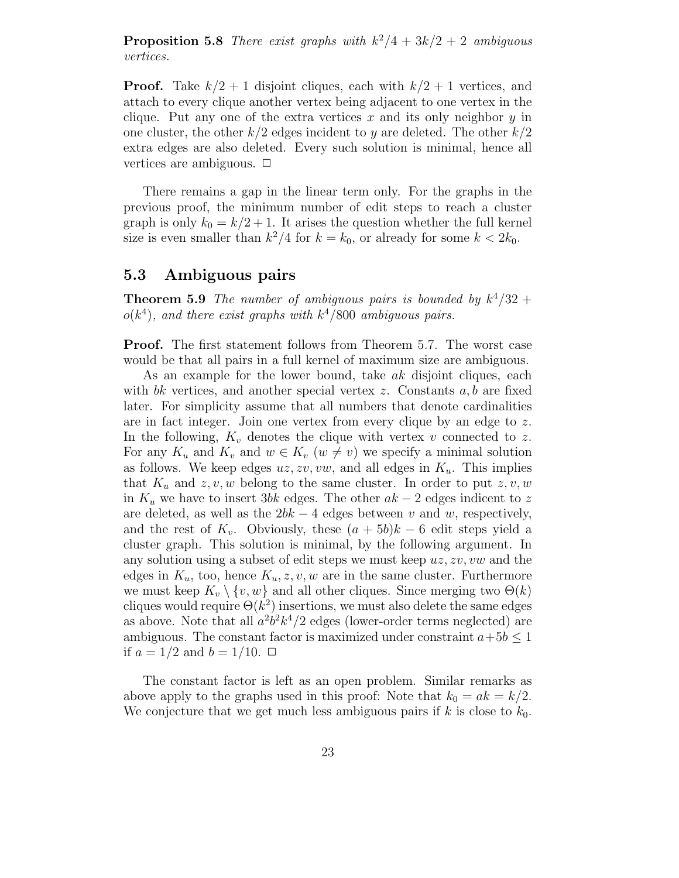**Proposition 5.8** *There exist graphs with $k^2/4 + 3k/2 + 2$ ambiguous vertices.*

**Proof.** Take $k/2 + 1$ disjoint cliques, each with $k/2 + 1$ vertices, and attach to every clique another vertex being adjacent to one vertex in the clique. Put any one of the extra vertices $x$ and its only neighbor $y$ in one cluster, the other $k/2$ edges incident to $y$ are deleted. The other $k/2$ extra edges are also deleted. Every such solution is minimal, hence all vertices are ambiguous. $\Box$

There remains a gap in the linear term only. For the graphs in the previous proof, the minimum number of edit steps to reach a cluster graph is only $k_0 = k/2 + 1$. It arises the question whether the full kernel size is even smaller than $k^2/4$ for $k = k_0$, or already for some $k < 2k_0$.

## 5.3 Ambiguous pairs

**Theorem 5.9** *The number of ambiguous pairs is bounded by $k^4/32 + o(k^4)$, and there exist graphs with $k^4/800$ ambiguous pairs.*

**Proof.** The first statement follows from Theorem 5.7. The worst case would be that all pairs in a full kernel of maximum size are ambiguous.

As an example for the lower bound, take $ak$ disjoint cliques, each with $bk$ vertices, and another special vertex $z$. Constants $a, b$ are fixed later. For simplicity assume that all numbers that denote cardinalities are in fact integer. Join one vertex from every clique by an edge to $z$. In the following, $K_v$ denotes the clique with vertex $v$ connected to $z$. For any $K_u$ and $K_v$ and $w \in K_v$ ($w \neq v$) we specify a minimal solution as follows. We keep edges $uz, zv, vw$, and all edges in $K_u$. This implies that $K_u$ and $z, v, w$ belong to the same cluster. In order to put $z, v, w$ in $K_u$ we have to insert $3bk$ edges. The other $ak - 2$ edges indicent to $z$ are deleted, as well as the $2bk - 4$ edges between $v$ and $w$, respectively, and the rest of $K_v$. Obviously, these $(a + 5b)k - 6$ edit steps yield a cluster graph. This solution is minimal, by the following argument. In any solution using a subset of edit steps we must keep $uz, zv, vw$ and the edges in $K_u$, too, hence $K_u, z, v, w$ are in the same cluster. Furthermore we must keep $K_v \setminus \{v, w\}$ and all other cliques. Since merging two $\Theta(k)$ cliques would require $\Theta(k^2)$ insertions, we must also delete the same edges as above. Note that all $a^2b^2k^4/2$ edges (lower-order terms neglected) are ambiguous. The constant factor is maximized under constraint $a+5b \leq 1$ if $a = 1/2$ and $b = 1/10$. $\Box$

The constant factor is left as an open problem. Similar remarks as above apply to the graphs used in this proof: Note that $k_0 = ak = k/2$. We conjecture that we get much less ambiguous pairs if $k$ is close to $k_0$.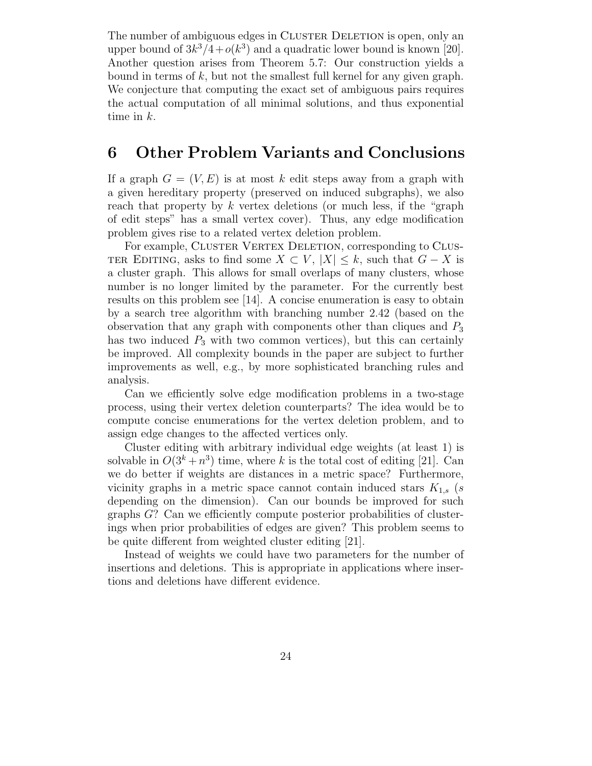The number of ambiguous edges in Cluster Deletion is open, only an upper bound of $3k^3/4 + o(k^3)$ and a quadratic lower bound is known [20]. Another question arises from Theorem 5.7: Our construction yields a bound in terms of $k$, but not the smallest full kernel for any given graph. We conjecture that computing the exact set of ambiguous pairs requires the actual computation of all minimal solutions, and thus exponential time in $k$.

# 6 Other Problem Variants and Conclusions

If a graph $G = (V, E)$ is at most $k$ edit steps away from a graph with a given hereditary property (preserved on induced subgraphs), we also reach that property by $k$ vertex deletions (or much less, if the "graph of edit steps" has a small vertex cover). Thus, any edge modification problem gives rise to a related vertex deletion problem.

For example, Cluster Vertex Deletion, corresponding to Cluster Editing, asks to find some $X \subset V$, $|X| \leq k$, such that $G - X$ is a cluster graph. This allows for small overlaps of many clusters, whose number is no longer limited by the parameter. For the currently best results on this problem see [14]. A concise enumeration is easy to obtain by a search tree algorithm with branching number 2.42 (based on the observation that any graph with components other than cliques and $P_3$ has two induced $P_3$ with two common vertices), but this can certainly be improved. All complexity bounds in the paper are subject to further improvements as well, e.g., by more sophisticated branching rules and analysis.

Can we efficiently solve edge modification problems in a two-stage process, using their vertex deletion counterparts? The idea would be to compute concise enumerations for the vertex deletion problem, and to assign edge changes to the affected vertices only.

Cluster editing with arbitrary individual edge weights (at least 1) is solvable in $O(3^k + n^3)$ time, where $k$ is the total cost of editing [21]. Can we do better if weights are distances in a metric space? Furthermore, vicinity graphs in a metric space cannot contain induced stars $K_{1,s}$ ($s$ depending on the dimension). Can our bounds be improved for such graphs $G$? Can we efficiently compute posterior probabilities of clusterings when prior probabilities of edges are given? This problem seems to be quite different from weighted cluster editing [21].

Instead of weights we could have two parameters for the number of insertions and deletions. This is appropriate in applications where insertions and deletions have different evidence.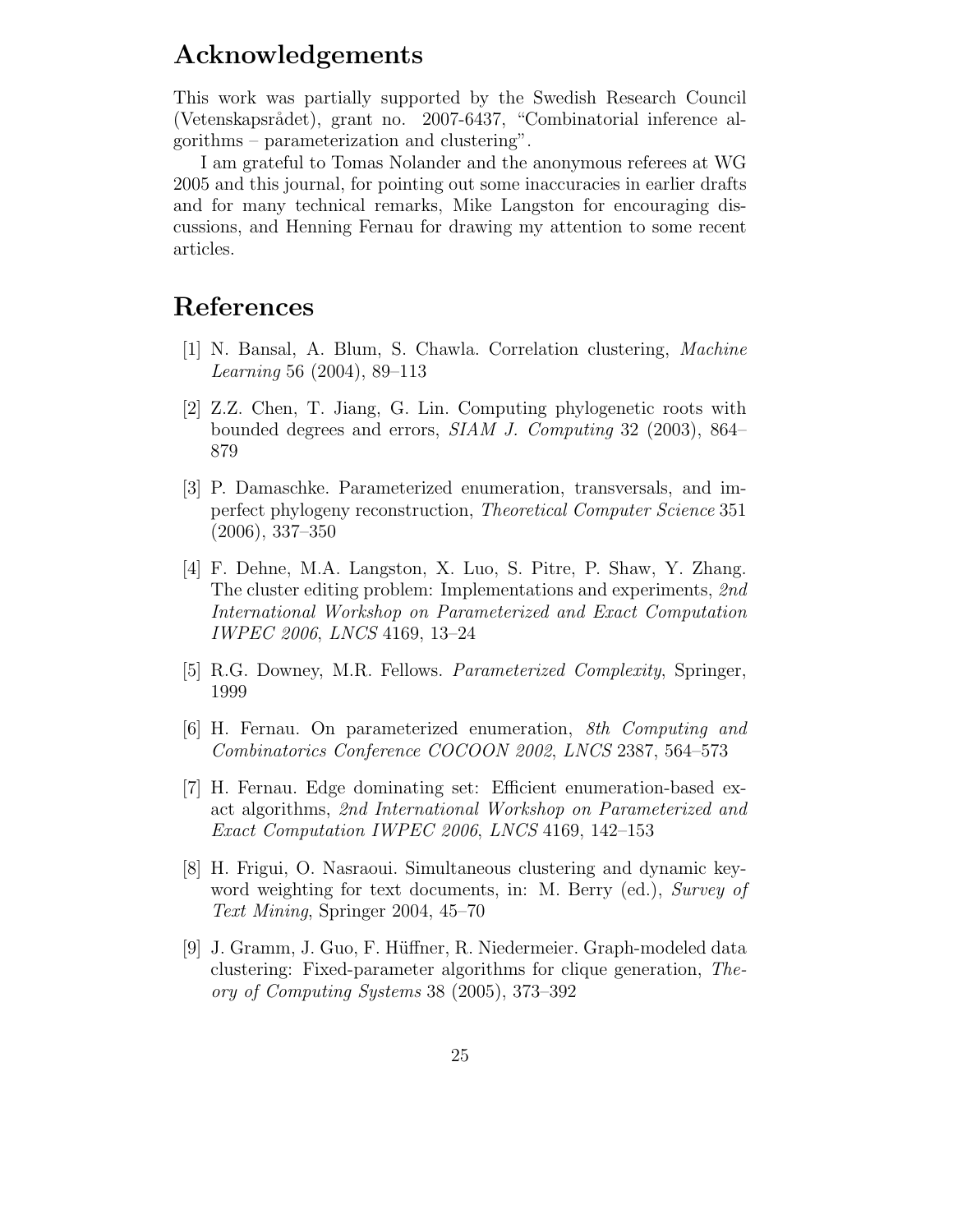## Acknowledgements

This work was partially supported by the Swedish Research Council (Vetenskapsrådet), grant no. 2007-6437, "Combinatorial inference algorithms – parameterization and clustering".

I am grateful to Tomas Nolander and the anonymous referees at WG 2005 and this journal, for pointing out some inaccuracies in earlier drafts and for many technical remarks, Mike Langston for encouraging discussions, and Henning Fernau for drawing my attention to some recent articles.

## References

[1] N. Bansal, A. Blum, S. Chawla. Correlation clustering, *Machine Learning* 56 (2004), 89–113

[2] Z.Z. Chen, T. Jiang, G. Lin. Computing phylogenetic roots with bounded degrees and errors, *SIAM J. Computing* 32 (2003), 864–879

[3] P. Damaschke. Parameterized enumeration, transversals, and imperfect phylogeny reconstruction, *Theoretical Computer Science* 351 (2006), 337–350

[4] F. Dehne, M.A. Langston, X. Luo, S. Pitre, P. Shaw, Y. Zhang. The cluster editing problem: Implementations and experiments, *2nd International Workshop on Parameterized and Exact Computation IWPEC 2006*, *LNCS* 4169, 13–24

[5] R.G. Downey, M.R. Fellows. *Parameterized Complexity*, Springer, 1999

[6] H. Fernau. On parameterized enumeration, *8th Computing and Combinatorics Conference COCOON 2002*, *LNCS* 2387, 564–573

[7] H. Fernau. Edge dominating set: Efficient enumeration-based exact algorithms, *2nd International Workshop on Parameterized and Exact Computation IWPEC 2006*, *LNCS* 4169, 142–153

[8] H. Frigui, O. Nasraoui. Simultaneous clustering and dynamic keyword weighting for text documents, in: M. Berry (ed.), *Survey of Text Mining*, Springer 2004, 45–70

[9] J. Gramm, J. Guo, F. Hüffner, R. Niedermeier. Graph-modeled data clustering: Fixed-parameter algorithms for clique generation, *Theory of Computing Systems* 38 (2005), 373–392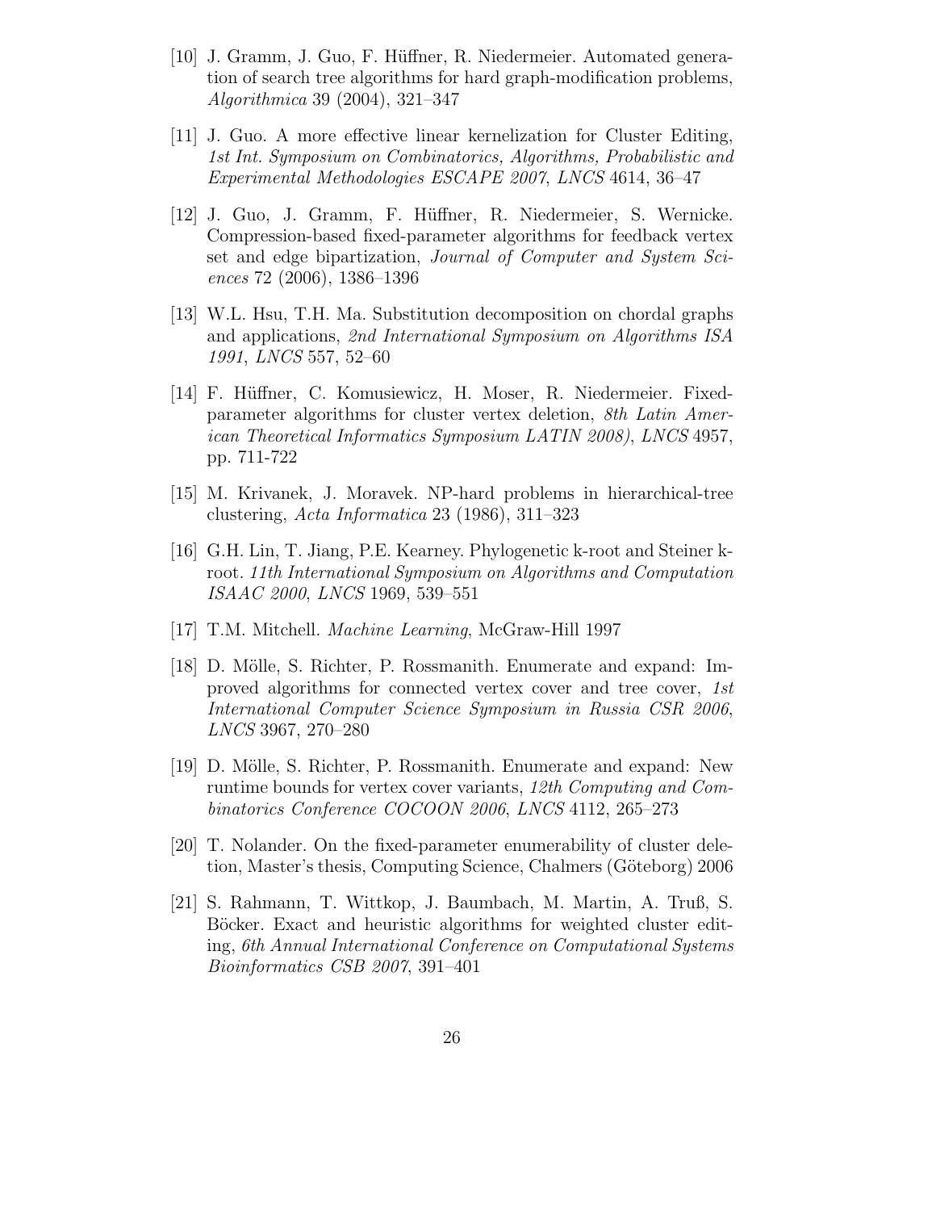[10] J. Gramm, J. Guo, F. Hüffner, R. Niedermeier. Automated generation of search tree algorithms for hard graph-modification problems, *Algorithmica* 39 (2004), 321–347

[11] J. Guo. A more effective linear kernelization for Cluster Editing, *1st Int. Symposium on Combinatorics, Algorithms, Probabilistic and Experimental Methodologies ESCAPE 2007*, *LNCS* 4614, 36–47

[12] J. Guo, J. Gramm, F. Hüffner, R. Niedermeier, S. Wernicke. Compression-based fixed-parameter algorithms for feedback vertex set and edge bipartization, *Journal of Computer and System Sciences* 72 (2006), 1386–1396

[13] W.L. Hsu, T.H. Ma. Substitution decomposition on chordal graphs and applications, *2nd International Symposium on Algorithms ISA 1991*, *LNCS* 557, 52–60

[14] F. Hüffner, C. Komusiewicz, H. Moser, R. Niedermeier. Fixed-parameter algorithms for cluster vertex deletion, *8th Latin American Theoretical Informatics Symposium LATIN 2008)*, *LNCS* 4957, pp. 711-722

[15] M. Krivanek, J. Moravek. NP-hard problems in hierarchical-tree clustering, *Acta Informatica* 23 (1986), 311–323

[16] G.H. Lin, T. Jiang, P.E. Kearney. Phylogenetic k-root and Steiner k-root. *11th International Symposium on Algorithms and Computation ISAAC 2000*, *LNCS* 1969, 539–551

[17] T.M. Mitchell. *Machine Learning*, McGraw-Hill 1997

[18] D. Mölle, S. Richter, P. Rossmanith. Enumerate and expand: Improved algorithms for connected vertex cover and tree cover, *1st International Computer Science Symposium in Russia CSR 2006*, *LNCS* 3967, 270–280

[19] D. Mölle, S. Richter, P. Rossmanith. Enumerate and expand: New runtime bounds for vertex cover variants, *12th Computing and Combinatorics Conference COCOON 2006*, *LNCS* 4112, 265–273

[20] T. Nolander. On the fixed-parameter enumerability of cluster deletion, Master's thesis, Computing Science, Chalmers (Göteborg) 2006

[21] S. Rahmann, T. Wittkop, J. Baumbach, M. Martin, A. Truß, S. Böcker. Exact and heuristic algorithms for weighted cluster editing, *6th Annual International Conference on Computational Systems Bioinformatics CSB 2007*, 391–401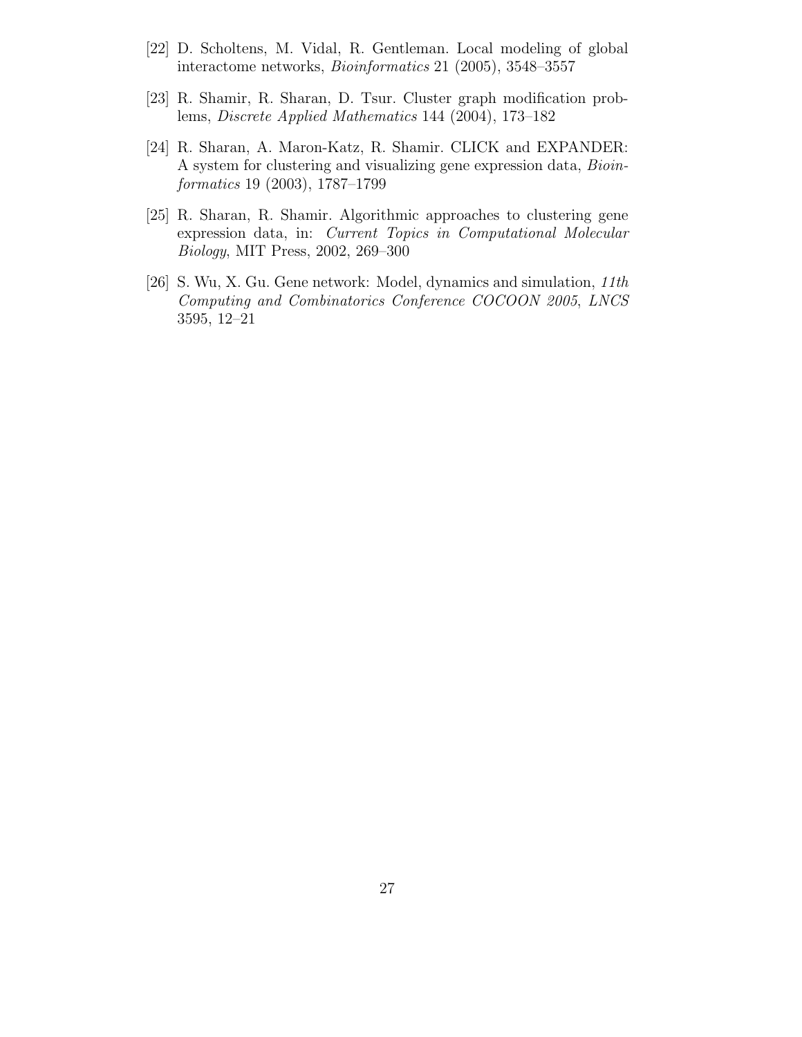[22] D. Scholtens, M. Vidal, R. Gentleman. Local modeling of global interactome networks, *Bioinformatics* 21 (2005), 3548–3557

[23] R. Shamir, R. Sharan, D. Tsur. Cluster graph modification problems, *Discrete Applied Mathematics* 144 (2004), 173–182

[24] R. Sharan, A. Maron-Katz, R. Shamir. CLICK and EXPANDER: A system for clustering and visualizing gene expression data, *Bioinformatics* 19 (2003), 1787–1799

[25] R. Sharan, R. Shamir. Algorithmic approaches to clustering gene expression data, in: *Current Topics in Computational Molecular Biology*, MIT Press, 2002, 269–300

[26] S. Wu, X. Gu. Gene network: Model, dynamics and simulation, *11th Computing and Combinatorics Conference COCOON 2005*, *LNCS* 3595, 12–21